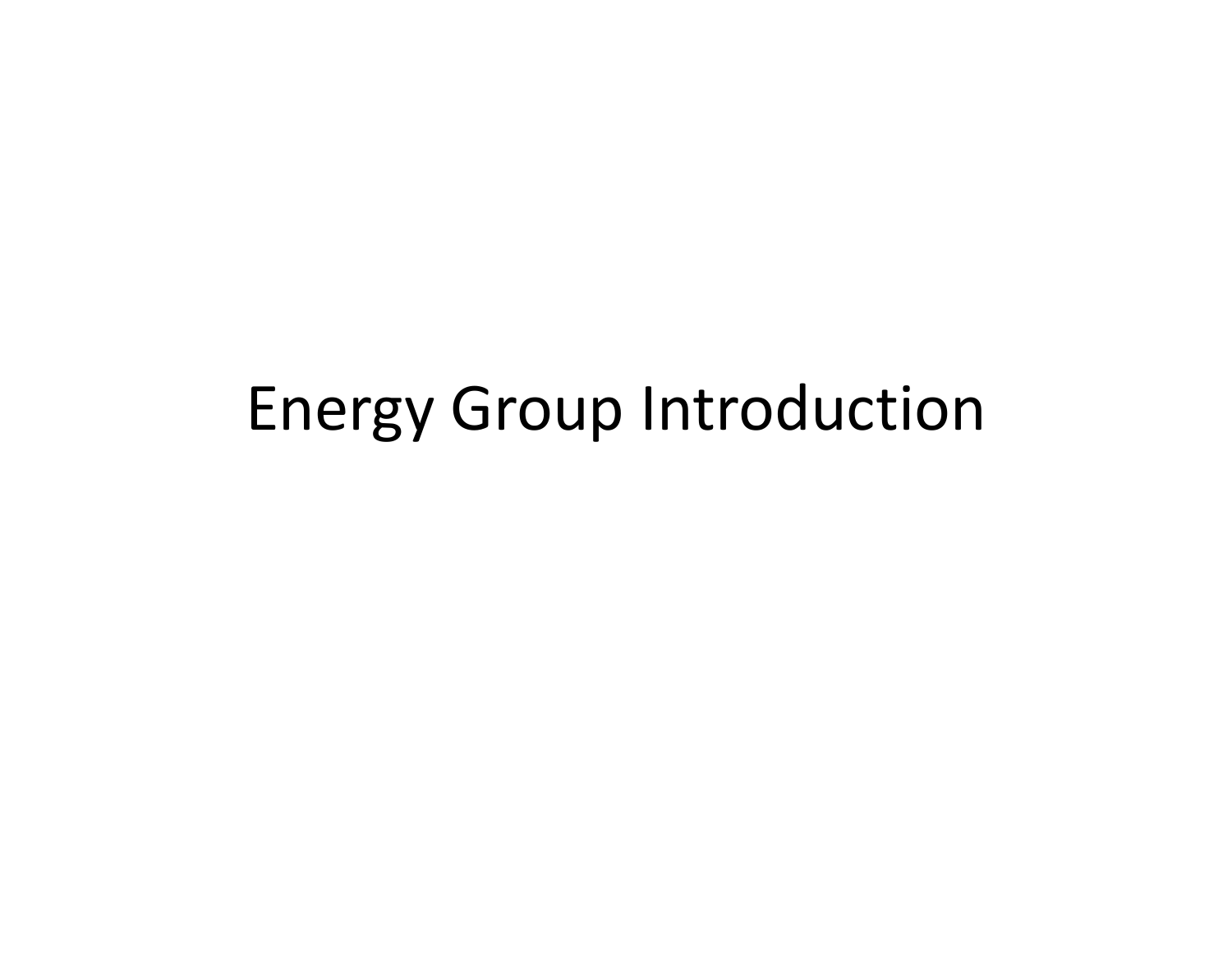# Energy Group Introduction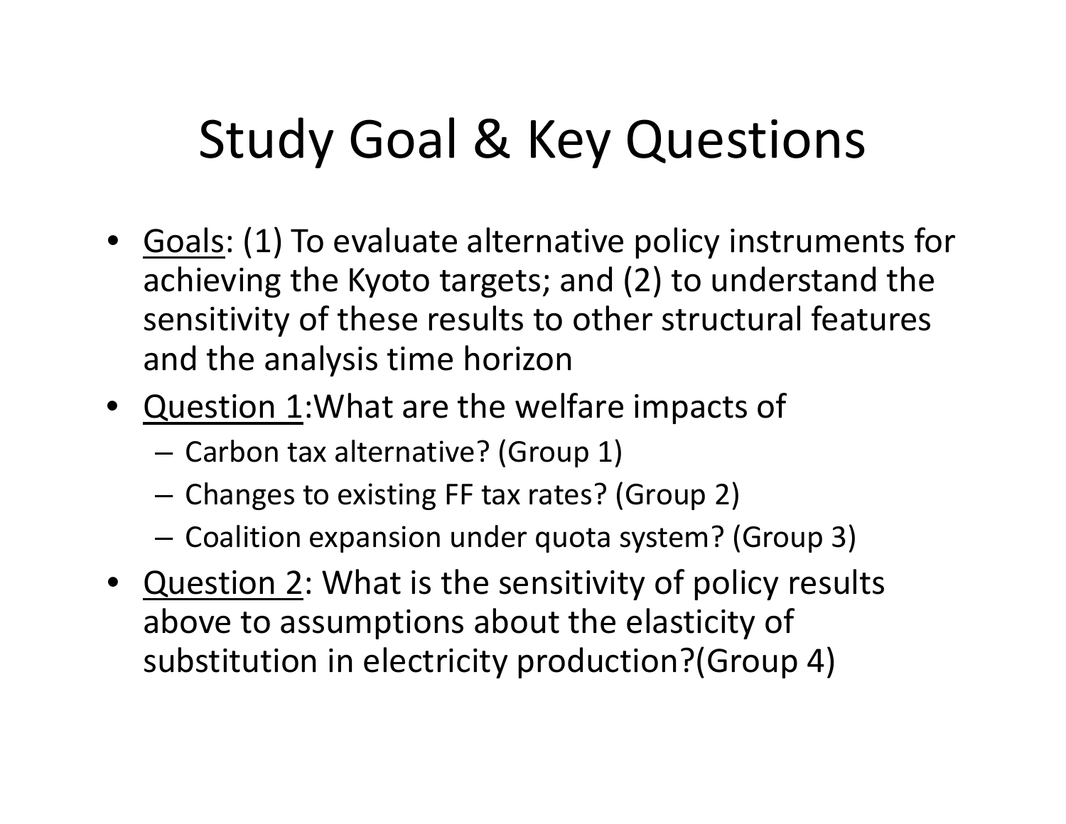# Study Goal & Key Questions

- Goals: (1) To evaluate alternative policy instruments for achieving the Kyoto targets; and (2) to understand the sensitivity of these results to other structural features and the analysis time horizon
- Question 1:What are the welfare impacts of
  - Carbon tax alternative? (Group 1)
  - Changes to existing FF tax rates? (Group 2)
  - Coalition expansion under quota system? (Group 3)
- Question 2: What is the sensitivity of policy results above to assumptions about the elasticity of substitution in electricity production?(Group 4)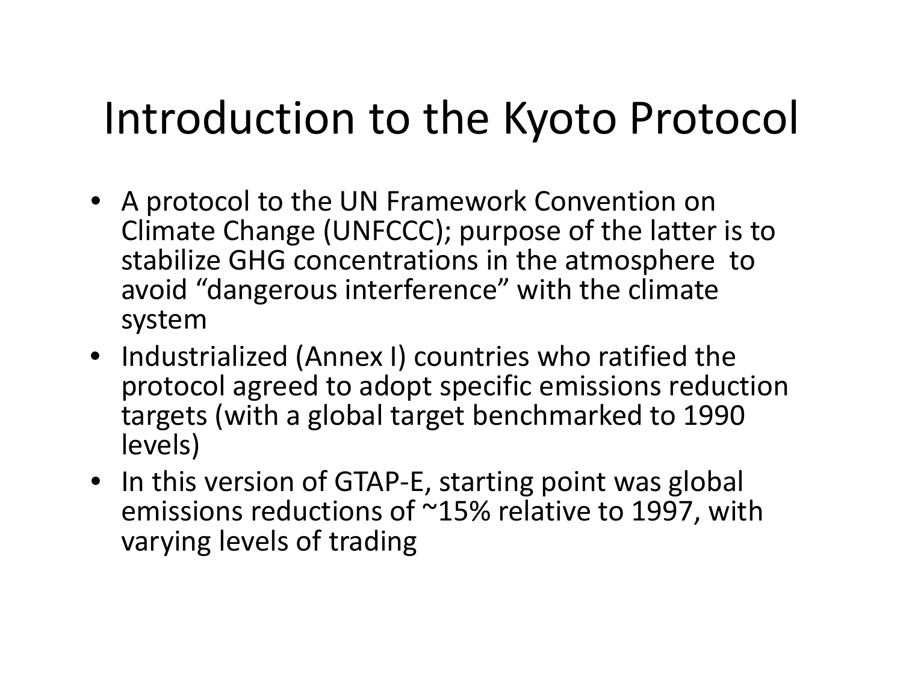# Introduction to the Kyoto Protocol

- A protocol to the UN Framework Convention on Climate Change (UNFCCC); purpose of the latter is to stabilize GHG concentrations in the atmosphere to avoid "dangerous interference" with the climate system
- Industrialized (Annex I) countries who ratified the protocol agreed to adopt specific emissions reduction targets (with a global target benchmarked to 1990 levels)
- In this version of GTAP-E, starting point was global emissions reductions of ~15% relative to 1997, with varying levels of trading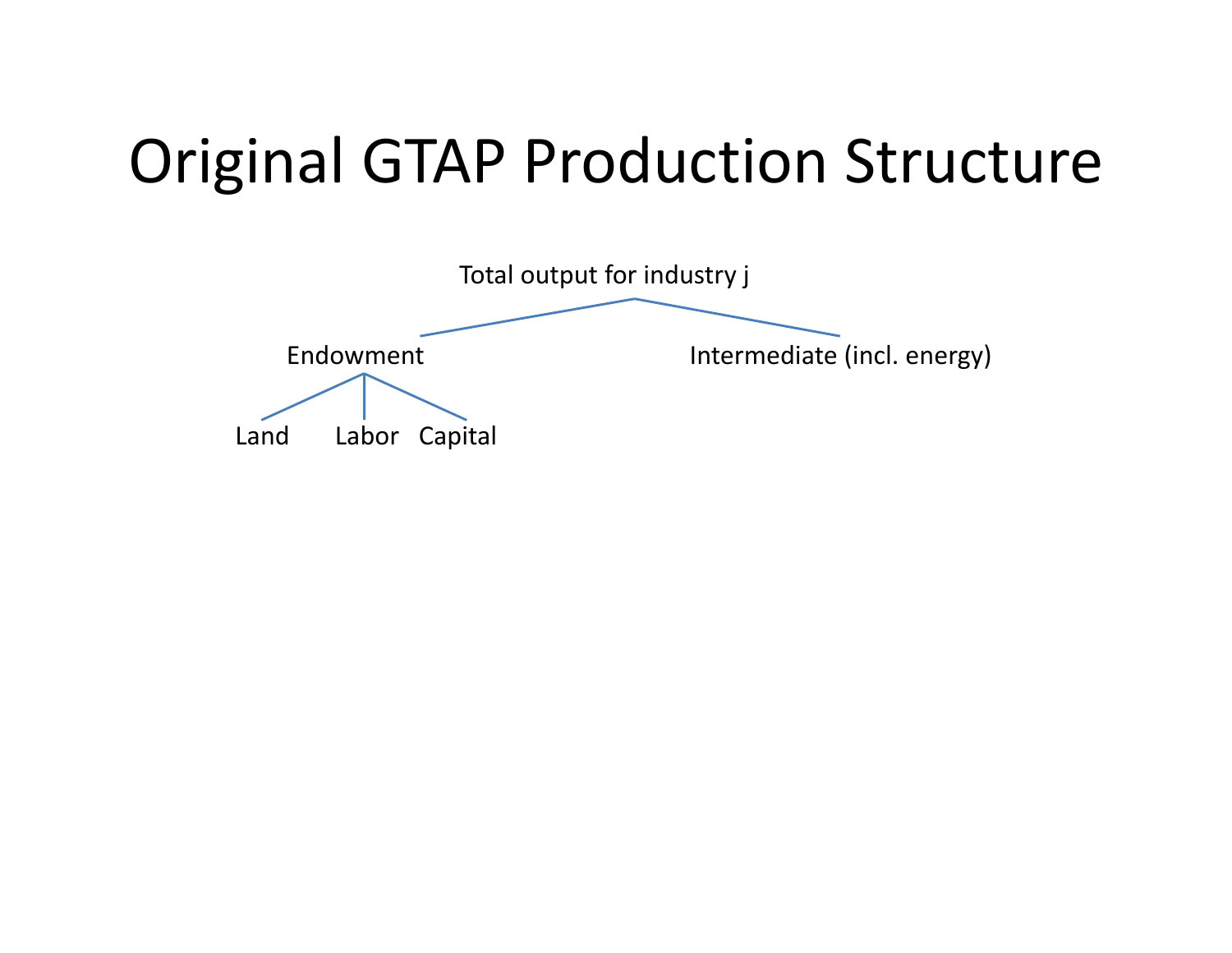# Original GTAP Production Structure

- Total output for industry j
  - Endowment
    - Land
    - Labor
    - Capital
  - Intermediate (incl. energy)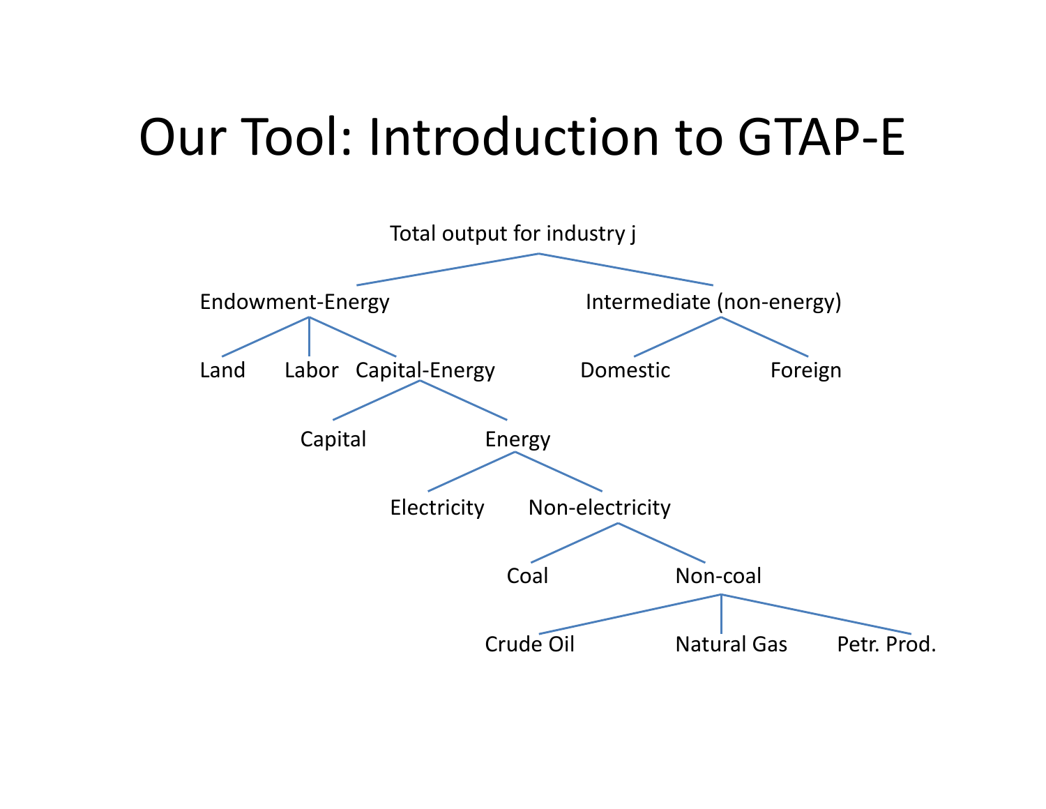# Our Tool: Introduction to GTAP-E

- Total output for industry j
  - Endowment-Energy
    - Land
    - Labor
    - Capital-Energy
      - Capital
      - Energy
        - Electricity
        - Non-electricity
          - Coal
          - Non-coal
            - Crude Oil
            - Natural Gas
            - Petr. Prod.
  - Intermediate (non-energy)
    - Domestic
    - Foreign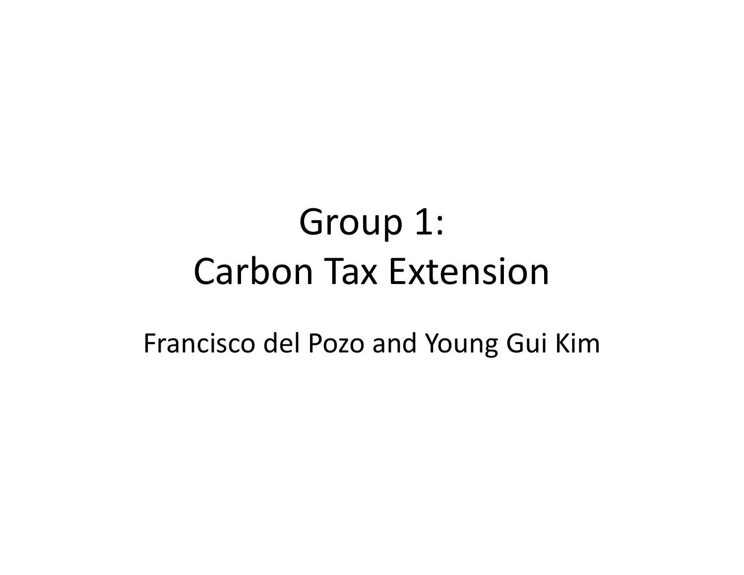# Group 1: Carbon Tax Extension

Francisco del Pozo and Young Gui Kim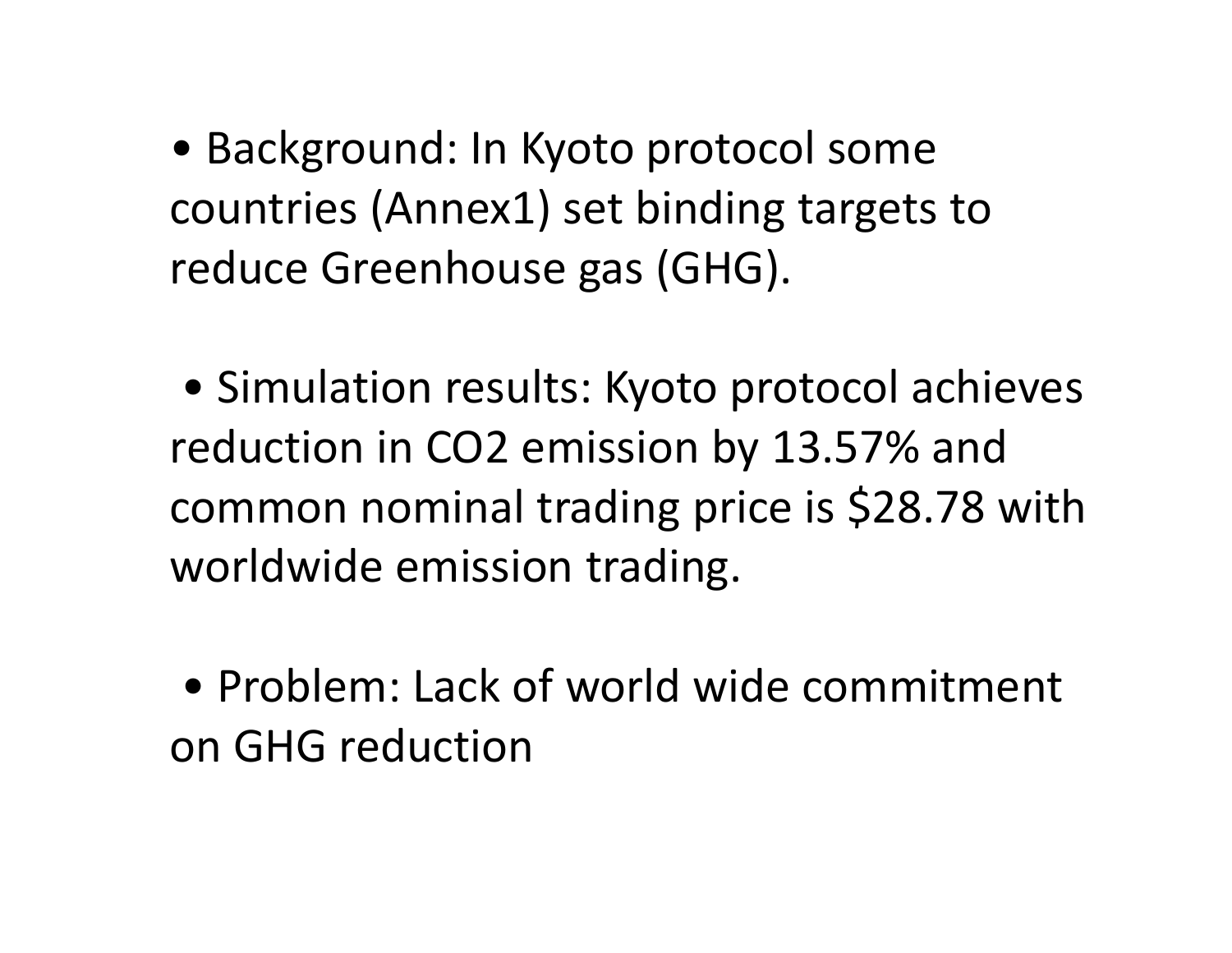- Background: In Kyoto protocol some countries (Annex1) set binding targets to reduce Greenhouse gas (GHG).

- Simulation results: Kyoto protocol achieves reduction in $CO_2$ emission by 13.57% and common nominal trading price is $28.78 with worldwide emission trading.

- Problem: Lack of world wide commitment on GHG reduction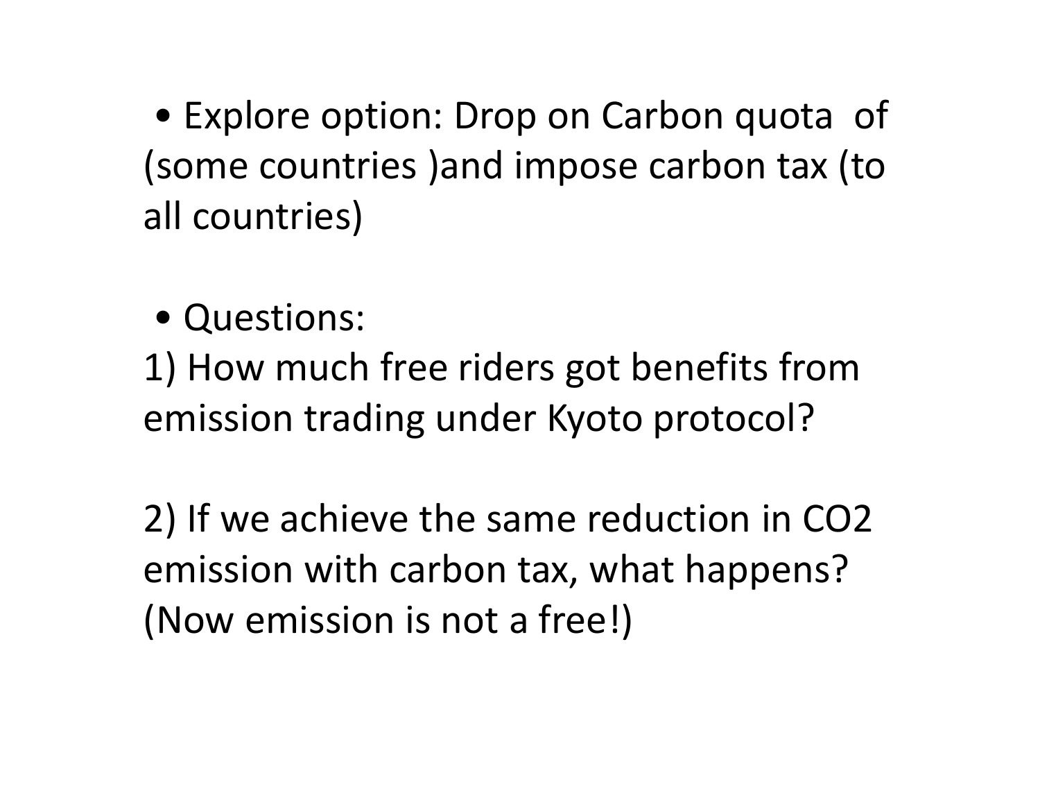- Explore option: Drop on Carbon quota of (some countries )and impose carbon tax (to all countries)

- Questions:

1) How much free riders got benefits from emission trading under Kyoto protocol?

2) If we achieve the same reduction in $CO_2$ emission with carbon tax, what happens? (Now emission is not a free!)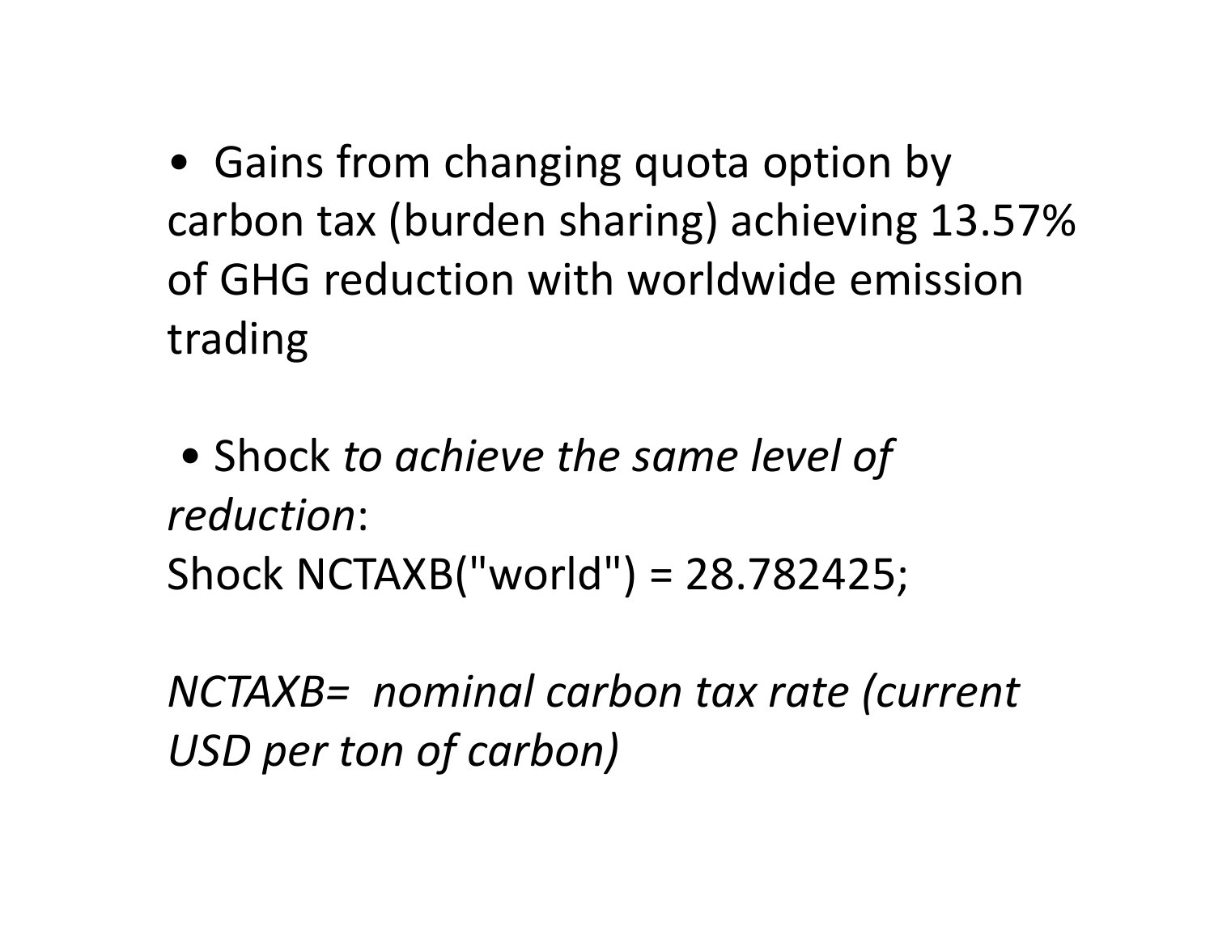- Gains from changing quota option by carbon tax (burden sharing) achieving 13.57% of GHG reduction with worldwide emission trading

- Shock *to achieve the same level of reduction*:

Shock NCTAXB("world") = 28.782425;

*NCTAXB= nominal carbon tax rate (current USD per ton of carbon)*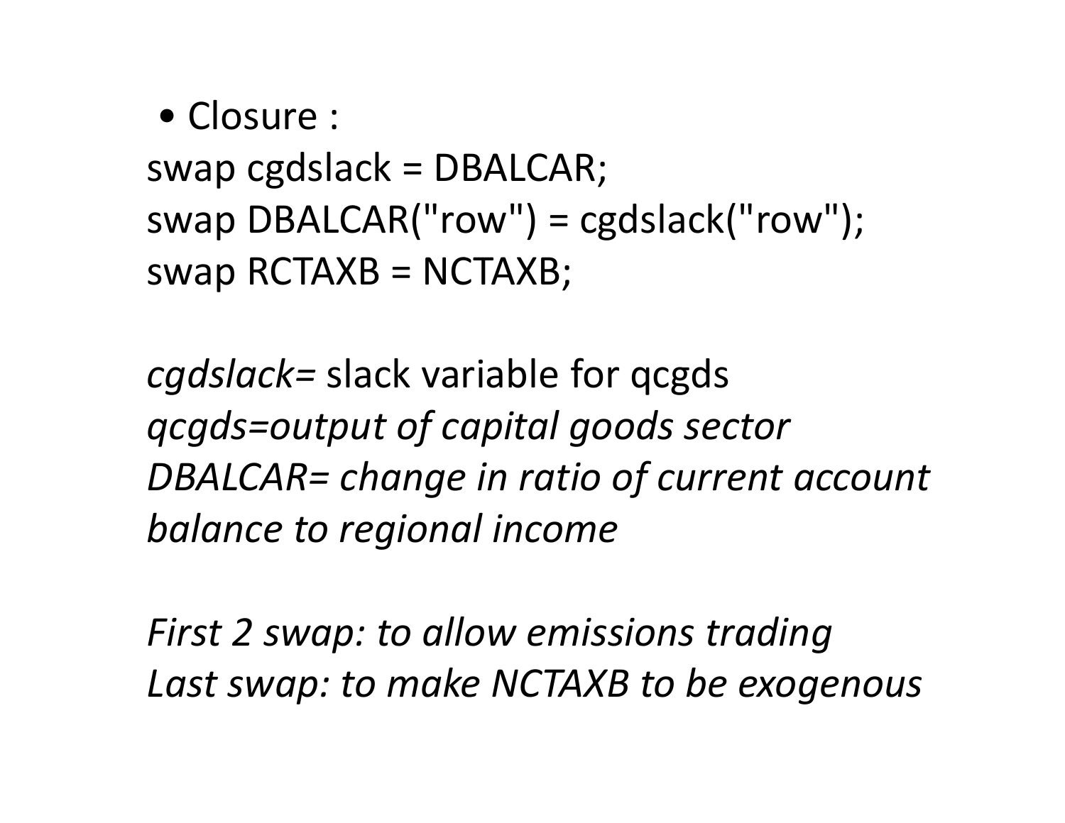- Closure :

```
swap cgdslack = DBALCAR;
swap DBALCAR("row") = cgdslack("row");
swap RCTAXB = NCTAXB;
```

*cgdslack=* slack variable for qcgds

*qcgds=output of capital goods sector*

*DBALCAR= change in ratio of current account balance to regional income*

*First 2 swap: to allow emissions trading*

*Last swap: to make NCTAXB to be exogenous*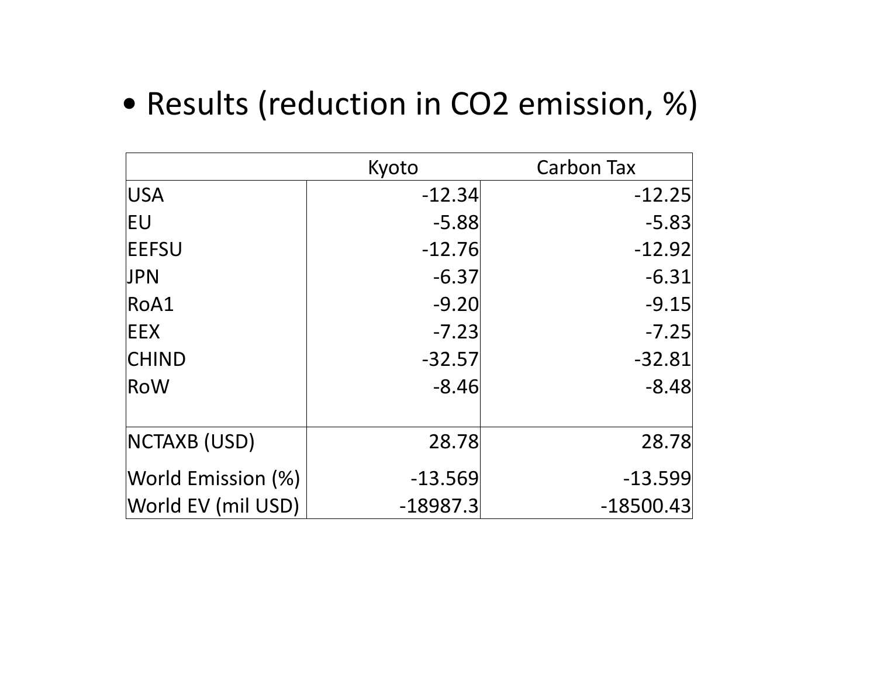- Results (reduction in $CO_2$ emission, %)

| | Kyoto | Carbon Tax |
|---|---|---|
| USA | -12.34 | -12.25 |
| EU | -5.88 | -5.83 |
| EEFSU | -12.76 | -12.92 |
| JPN | -6.37 | -6.31 |
| RoA1 | -9.20 | -9.15 |
| EEX | -7.23 | -7.25 |
| CHIND | -32.57 | -32.81 |
| RoW | -8.46 | -8.48 |
| | | |
| NCTAXB (USD) | 28.78 | 28.78 |
| World Emission (%) | -13.569 | -13.599 |
| World EV (mil USD) | -18987.3 | -18500.43 |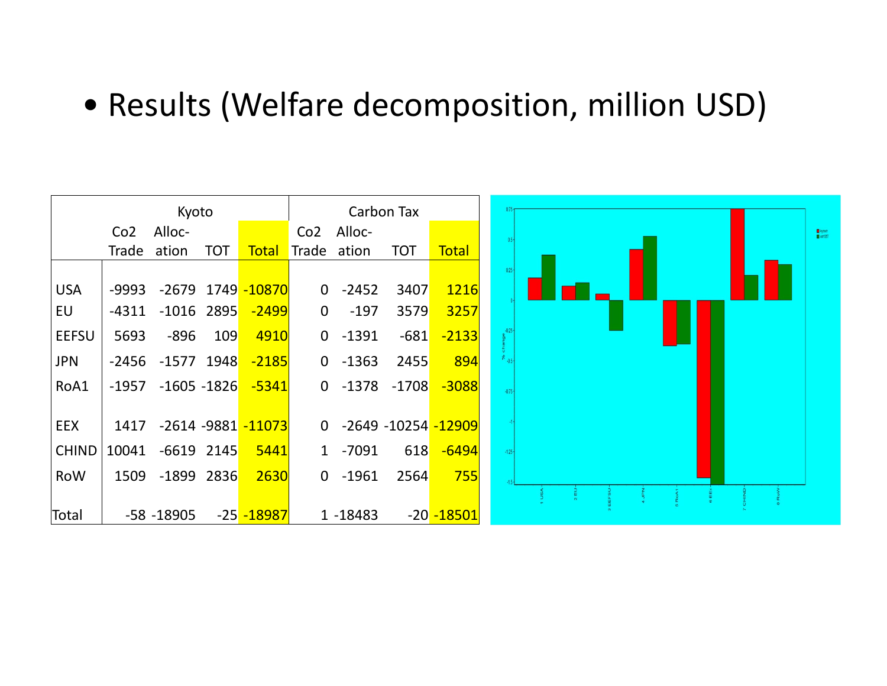- Results (Welfare decomposition, million USD)

| | Kyoto | | | | Carbon Tax | | | |
|---|---|---|---|---|---|---|---|---|
| | Co2 Trade | Alloc-ation | TOT | Total | Co2 Trade | Alloc-ation | TOT | Total |
| USA | -9993 | -2679 | 1749 | -10870 | 0 | -2452 | 3407 | 1216 |
| EU | -4311 | -1016 | 2895 | -2499 | 0 | -197 | 3579 | 3257 |
| EEFSU | 5693 | -896 | 109 | 4910 | 0 | -1391 | -681 | -2133 |
| JPN | -2456 | -1577 | 1948 | -2185 | 0 | -1363 | 2455 | 894 |
| RoA1 | -1957 | -1605 | -1826 | -5341 | 0 | -1378 | -1708 | -3088 |
| EEX | 1417 | -2614 | -9881 | -11073 | 0 | -2649 | -10254 | -12909 |
| CHIND | 10041 | -6619 | 2145 | 5441 | 1 | -7091 | 618 | -6494 |
| RoW | 1509 | -1899 | 2836 | 2630 | 0 | -1961 | 2564 | 755 |
| Total | -58 | -18905 | -25 | -18987 | 1 | -18483 | -20 | -18501 |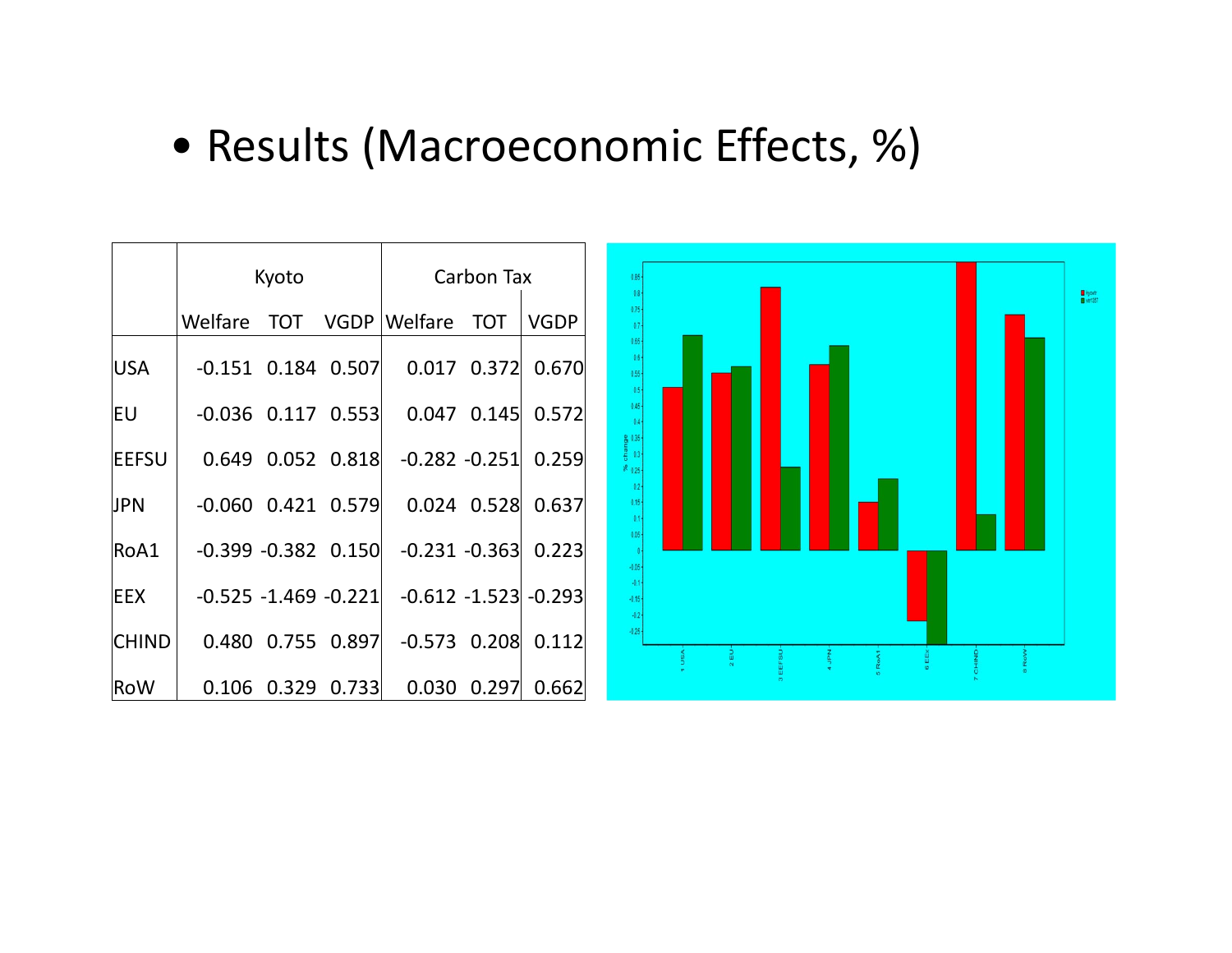- Results (Macroeconomic Effects, %)

| | Kyoto | | | Carbon Tax | | |
|---|---|---|---|---|---|---|
| | Welfare | TOT | VGDP | Welfare | TOT | VGDP |
| USA | -0.151 | 0.184 | 0.507 | 0.017 | 0.372 | 0.670 |
| EU | -0.036 | 0.117 | 0.553 | 0.047 | 0.145 | 0.572 |
| EEFSU | 0.649 | 0.052 | 0.818 | -0.282 | -0.251 | 0.259 |
| JPN | -0.060 | 0.421 | 0.579 | 0.024 | 0.528 | 0.637 |
| RoA1 | -0.399 | -0.382 | 0.150 | -0.231 | -0.363 | 0.223 |
| EEX | -0.525 | -1.469 | -0.221 | -0.612 | -1.523 | -0.293 |
| CHIND | 0.480 | 0.755 | 0.897 | -0.573 | 0.208 | 0.112 |
| RoW | 0.106 | 0.329 | 0.733 | 0.030 | 0.297 | 0.662 |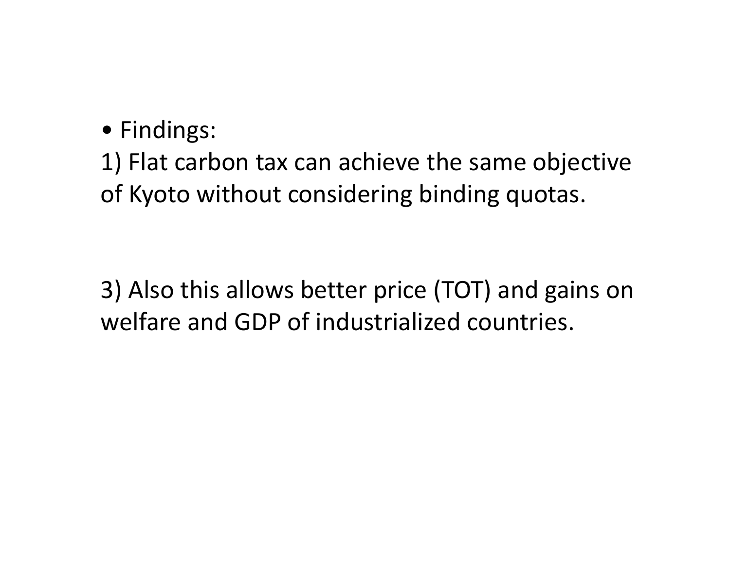- Findings:

1) Flat carbon tax can achieve the same objective of Kyoto without considering binding quotas.

3) Also this allows better price (TOT) and gains on welfare and GDP of industrialized countries.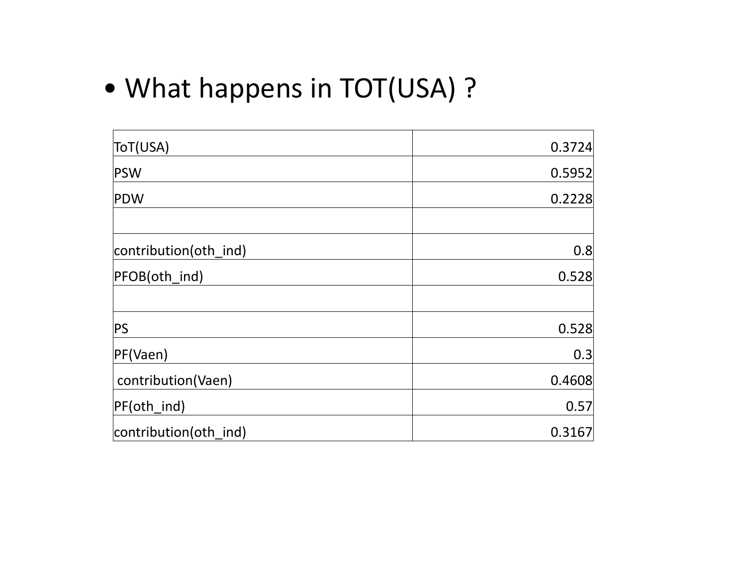- What happens in TOT(USA) ?

| | |
|---|---|
| ToT(USA) | 0.3724 |
| PSW | 0.5952 |
| PDW | 0.2228 |
| | |
| contribution(oth_ind) | 0.8 |
| PFOB(oth_ind) | 0.528 |
| | |
| PS | 0.528 |
| PF(Vaen) | 0.3 |
| contribution(Vaen) | 0.4608 |
| PF(oth_ind) | 0.57 |
| contribution(oth_ind) | 0.3167 |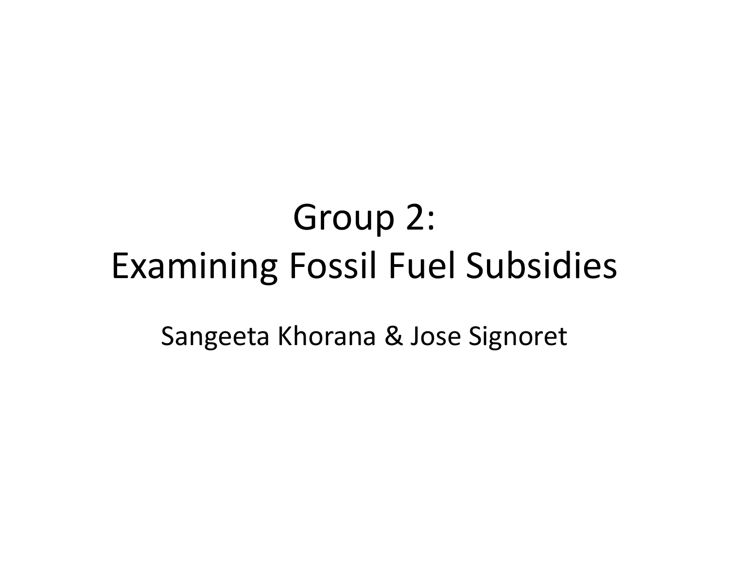# Group 2: Examining Fossil Fuel Subsidies

Sangeeta Khorana & Jose Signoret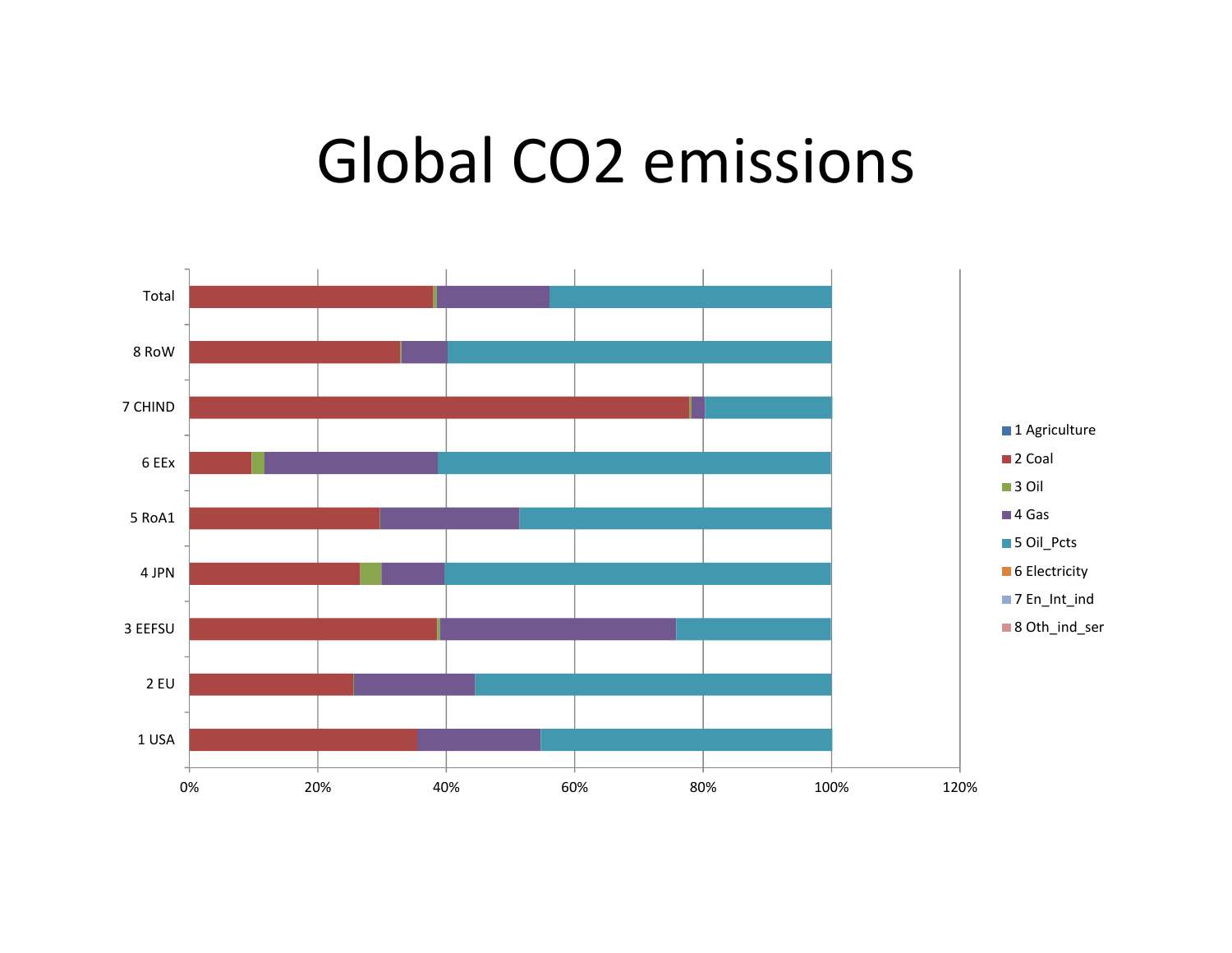# Global $CO_2$ emissions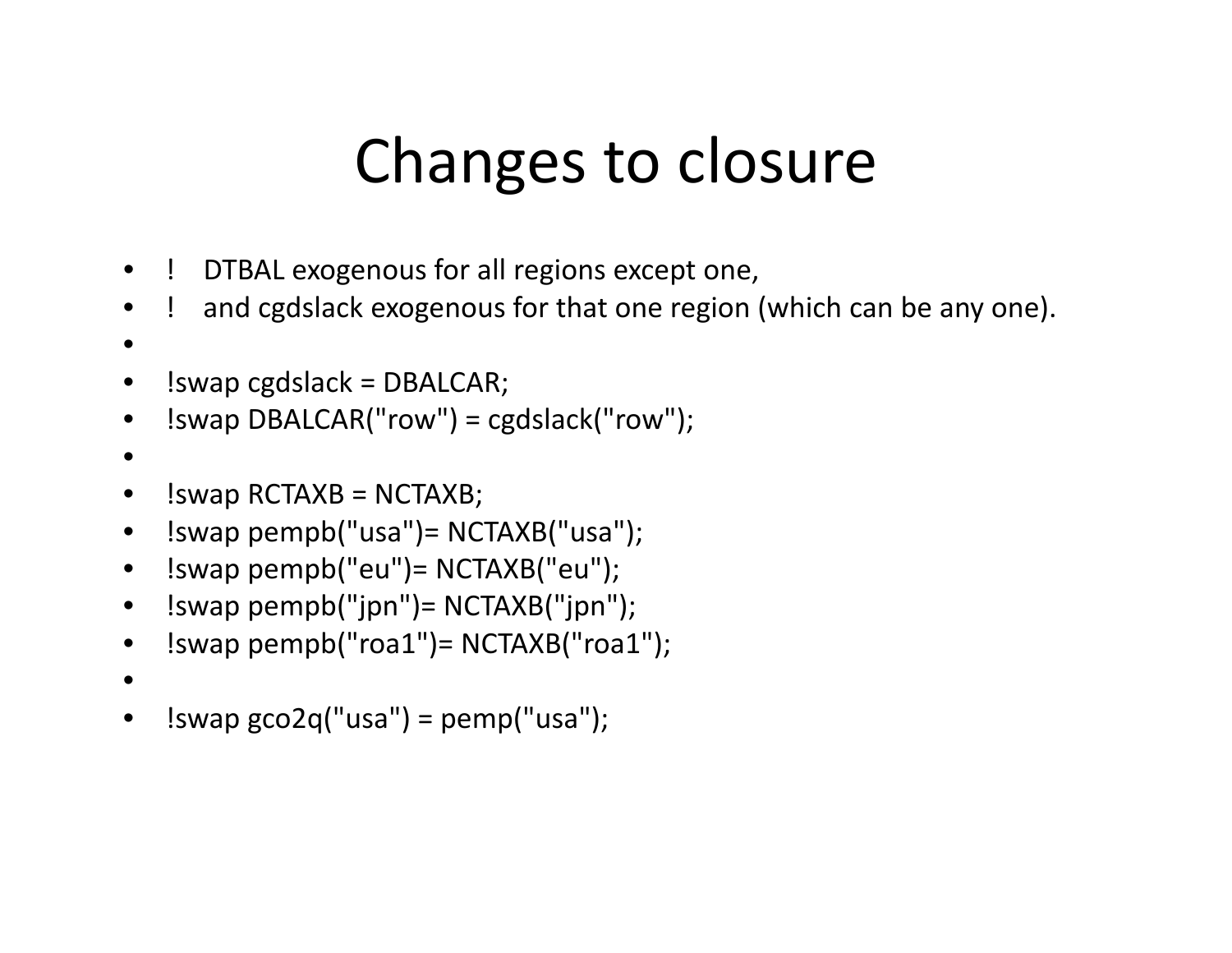# Changes to closure

- ! DTBAL exogenous for all regions except one,
- ! and cgdslack exogenous for that one region (which can be any one).
- 
- !swap cgdslack = DBALCAR;
- !swap DBALCAR("row") = cgdslack("row");
- 
- !swap RCTAXB = NCTAXB;
- !swap pempb("usa")= NCTAXB("usa");
- !swap pempb("eu")= NCTAXB("eu");
- !swap pempb("jpn")= NCTAXB("jpn");
- !swap pempb("roa1")= NCTAXB("roa1");
- 
- !swap gco2q("usa") = pemp("usa");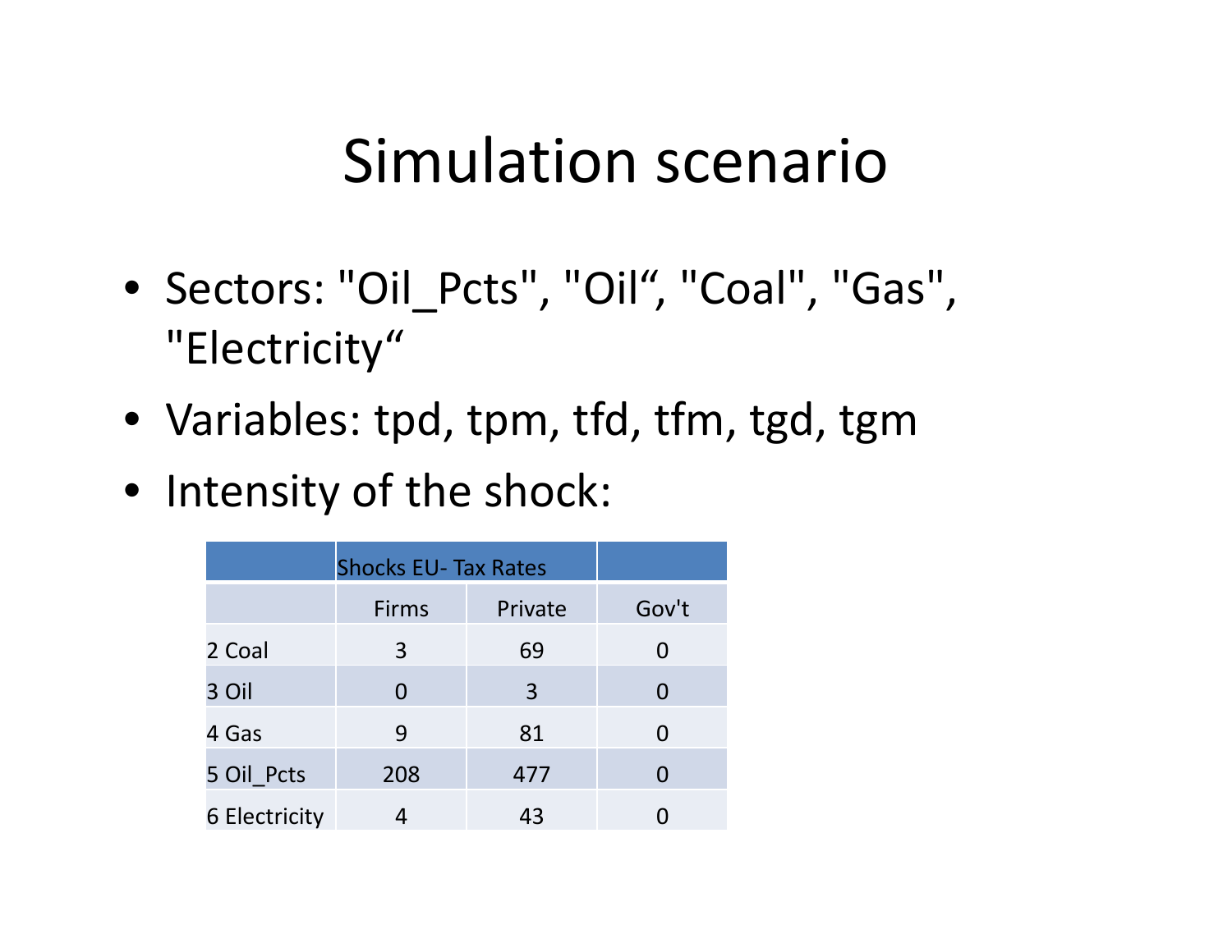# Simulation scenario

- Sectors: "Oil_Pcts", "Oil", "Coal", "Gas", "Electricity"
- Variables: tpd, tpm, tfd, tfm, tgd, tgm
- Intensity of the shock:

| | Shocks EU- Tax Rates | | |
|---|---|---|---|
| | Firms | Private | Gov't |
| 2 Coal | 3 | 69 | 0 |
| 3 Oil | 0 | 3 | 0 |
| 4 Gas | 9 | 81 | 0 |
| 5 Oil_Pcts | 208 | 477 | 0 |
| 6 Electricity | 4 | 43 | 0 |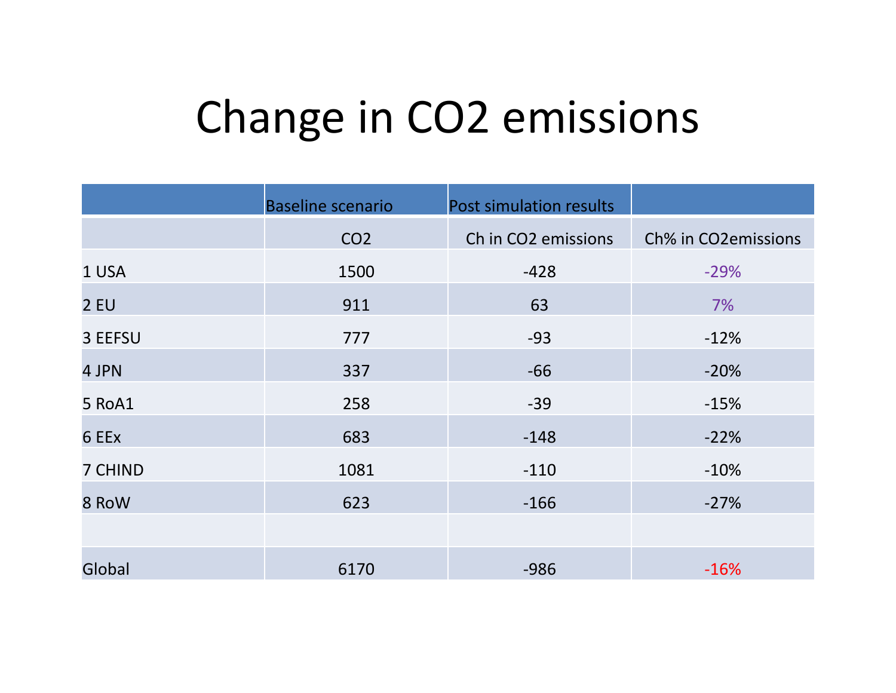# Change in $CO_2$ emissions

| | Baseline scenario | Post simulation results | |
|---|---|---|---|
| | $CO_2$ | Ch in $CO_2$ emissions | Ch% in $CO_2$emissions |
| 1 USA | 1500 | -428 | -29% |
| 2 EU | 911 | 63 | 7% |
| 3 EEFSU | 777 | -93 | -12% |
| 4 JPN | 337 | -66 | -20% |
| 5 RoA1 | 258 | -39 | -15% |
| 6 EEx | 683 | -148 | -22% |
| 7 CHIND | 1081 | -110 | -10% |
| 8 RoW | 623 | -166 | -27% |
| | | | |
| Global | 6170 | -986 | -16% |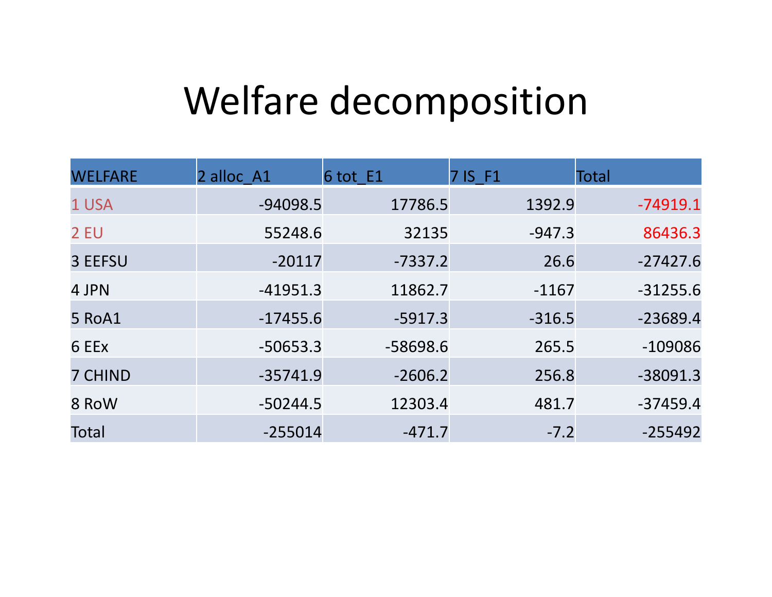# Welfare decomposition

| WELFARE | 2 alloc_A1 | 6 tot_E1 | 7 IS_F1 | Total |
|---|---|---|---|---|
| 1 USA | -94098.5 | 17786.5 | 1392.9 | -74919.1 |
| 2 EU | 55248.6 | 32135 | -947.3 | 86436.3 |
| 3 EEFSU | -20117 | -7337.2 | 26.6 | -27427.6 |
| 4 JPN | -41951.3 | 11862.7 | -1167 | -31255.6 |
| 5 RoA1 | -17455.6 | -5917.3 | -316.5 | -23689.4 |
| 6 EEx | -50653.3 | -58698.6 | 265.5 | -109086 |
| 7 CHIND | -35741.9 | -2606.2 | 256.8 | -38091.3 |
| 8 RoW | -50244.5 | 12303.4 | 481.7 | -37459.4 |
| Total | -255014 | -471.7 | -7.2 | -255492 |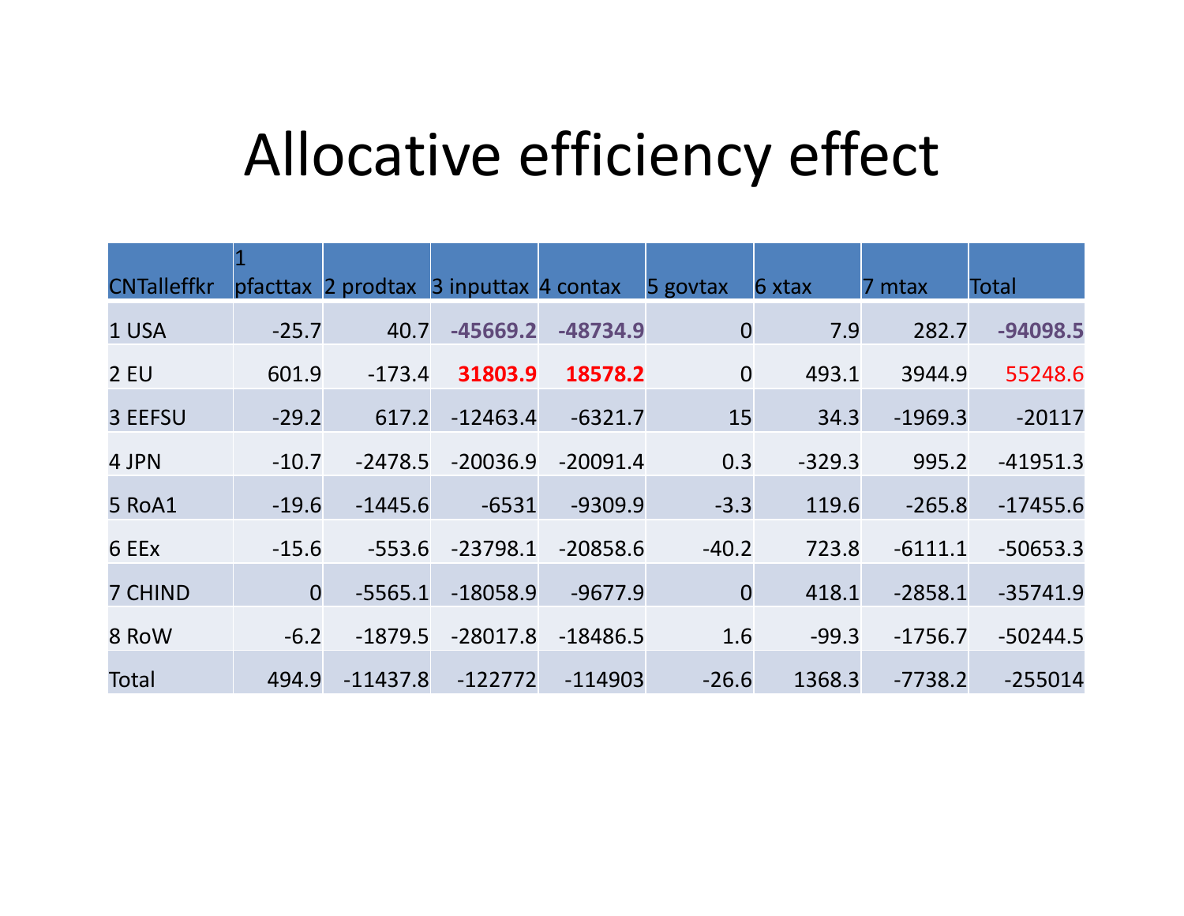# Allocative efficiency effect

| CNTalleffkr | 1 pfacttax | 2 prodtax | 3 inputtax | 4 contax | 5 govtax | 6 xtax | 7 mtax | Total |
|---|---|---|---|---|---|---|---|---|
| 1 USA | -25.7 | 40.7 | **-45669.2** | **-48734.9** | 0 | 7.9 | 282.7 | **-94098.5** |
| 2 EU | 601.9 | -173.4 | **31803.9** | **18578.2** | 0 | 493.1 | 3944.9 | 55248.6 |
| 3 EEFSU | -29.2 | 617.2 | -12463.4 | -6321.7 | 15 | 34.3 | -1969.3 | -20117 |
| 4 JPN | -10.7 | -2478.5 | -20036.9 | -20091.4 | 0.3 | -329.3 | 995.2 | -41951.3 |
| 5 RoA1 | -19.6 | -1445.6 | -6531 | -9309.9 | -3.3 | 119.6 | -265.8 | -17455.6 |
| 6 EEx | -15.6 | -553.6 | -23798.1 | -20858.6 | -40.2 | 723.8 | -6111.1 | -50653.3 |
| 7 CHIND | 0 | -5565.1 | -18058.9 | -9677.9 | 0 | 418.1 | -2858.1 | -35741.9 |
| 8 RoW | -6.2 | -1879.5 | -28017.8 | -18486.5 | 1.6 | -99.3 | -1756.7 | -50244.5 |
| Total | 494.9 | -11437.8 | -122772 | -114903 | -26.6 | 1368.3 | -7738.2 | -255014 |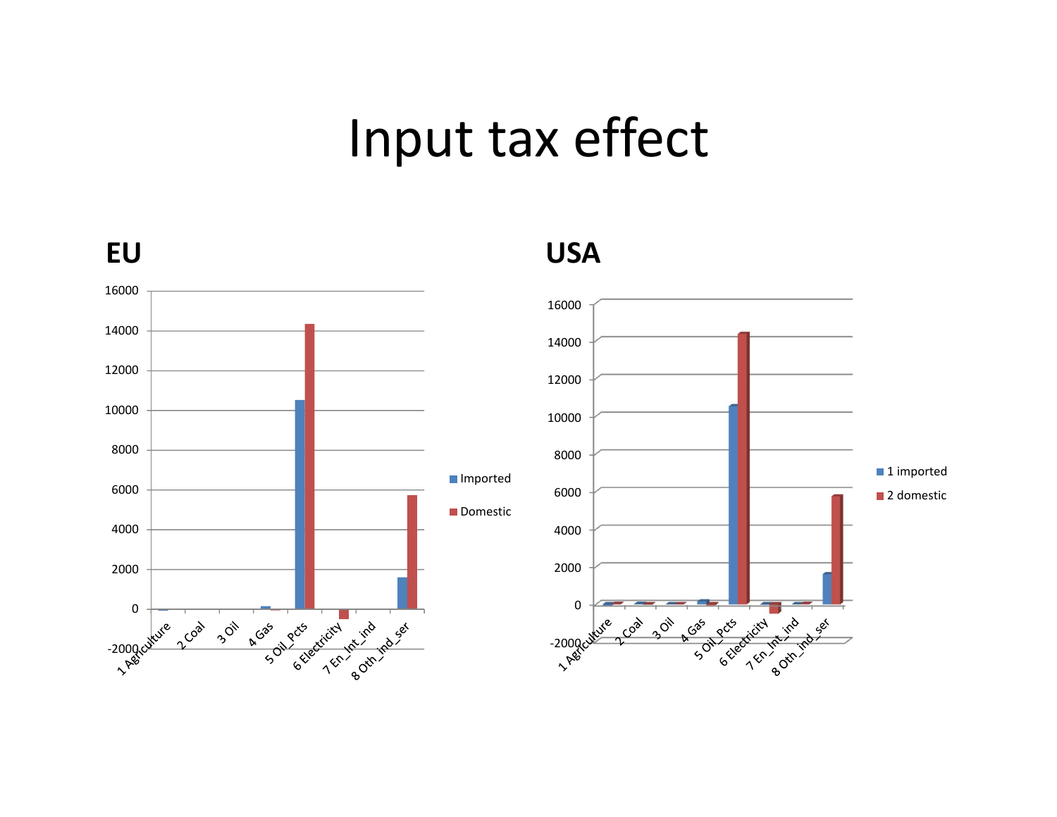# Input tax effect

**EU**

**USA**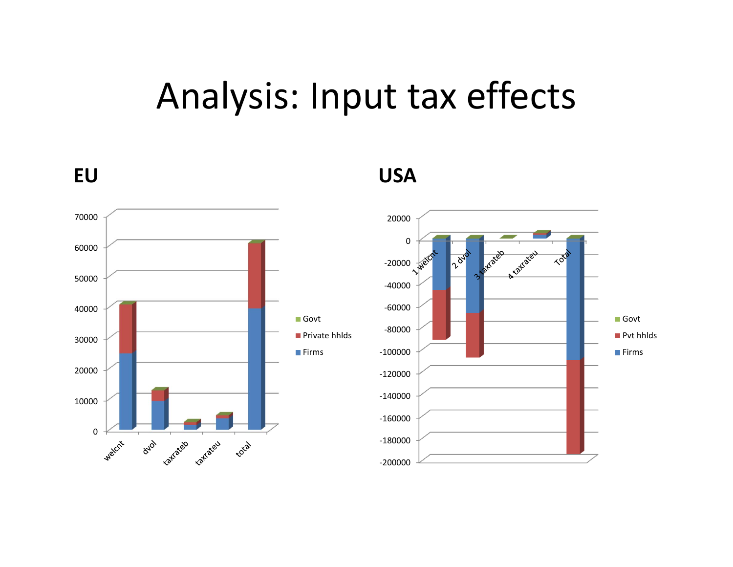# Analysis: Input tax effects

**EU**

**USA**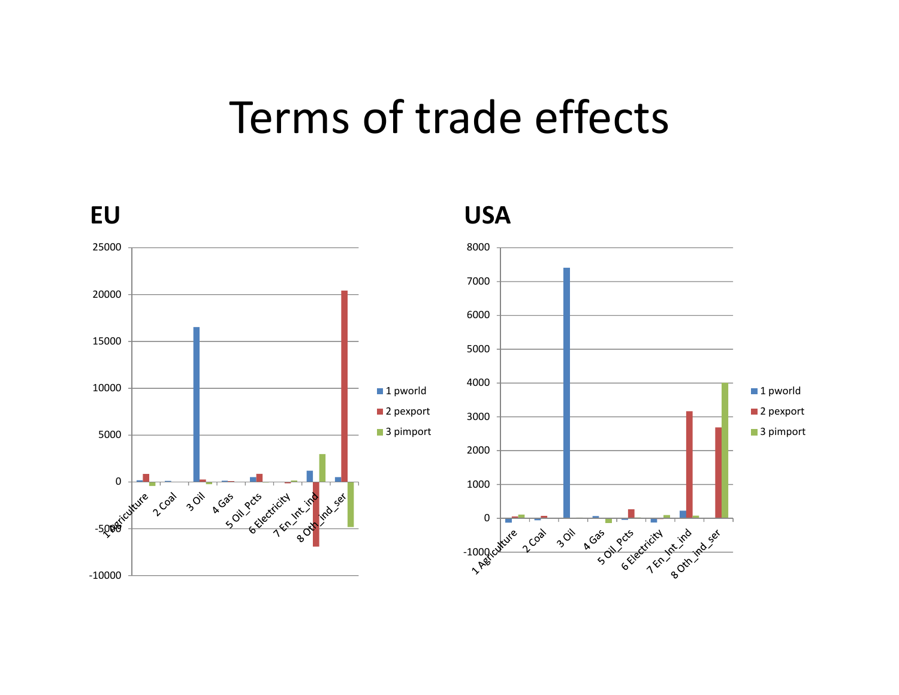# Terms of trade effects

**EU**

**USA**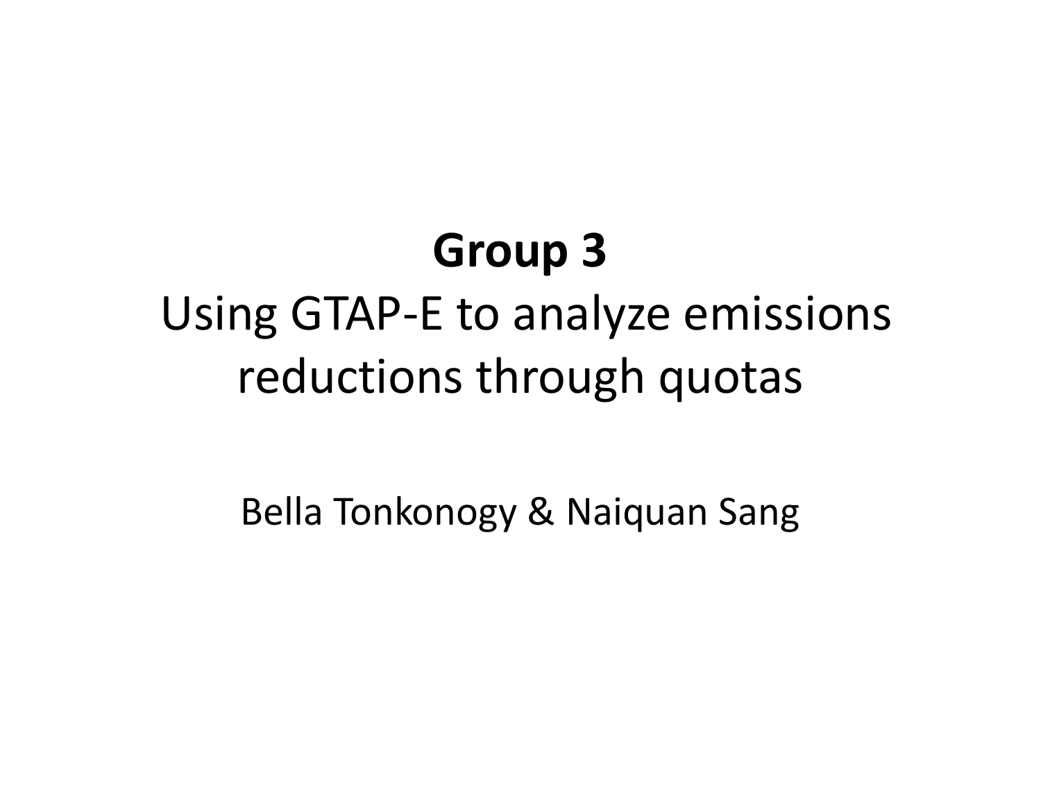# Group 3

## Using GTAP-E to analyze emissions reductions through quotas

Bella Tonkonogy & Naiquan Sang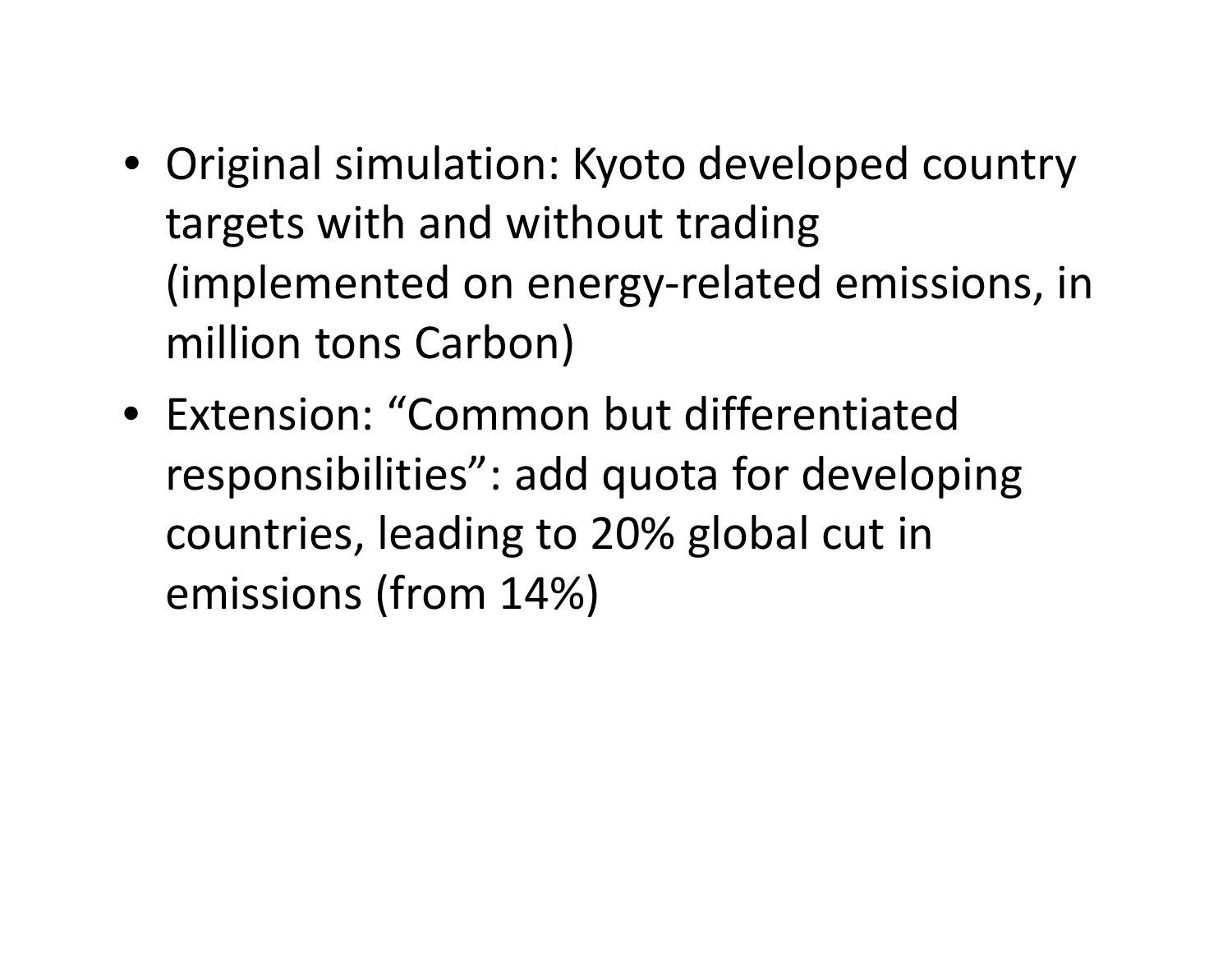- Original simulation: Kyoto developed country targets with and without trading (implemented on energy-related emissions, in million tons Carbon)
- Extension: “Common but differentiated responsibilities”: add quota for developing countries, leading to 20% global cut in emissions (from 14%)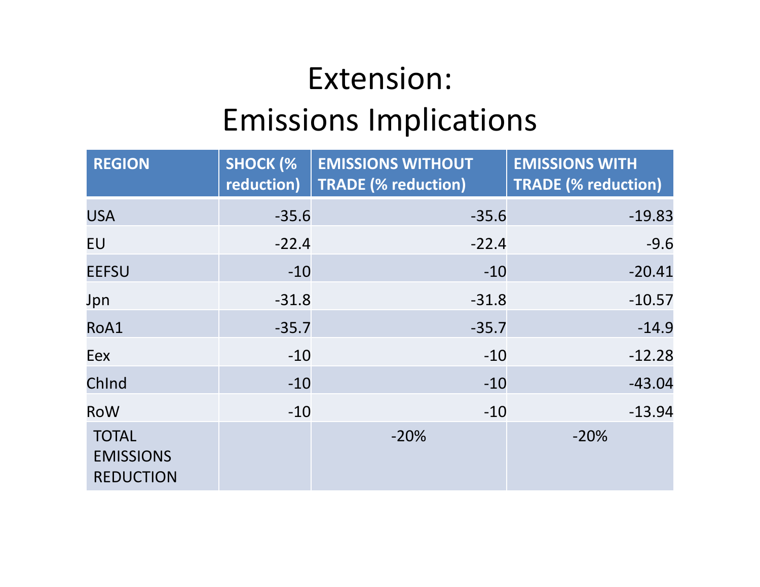# Extension: Emissions Implications

| REGION | SHOCK (% reduction) | EMISSIONS WITHOUT TRADE (% reduction) | EMISSIONS WITH TRADE (% reduction) |
|---|---|---|---|
| USA | -35.6 | -35.6 | -19.83 |
| EU | -22.4 | -22.4 | -9.6 |
| EEFSU | -10 | -10 | -20.41 |
| Jpn | -31.8 | -31.8 | -10.57 |
| RoA1 | -35.7 | -35.7 | -14.9 |
| Eex | -10 | -10 | -12.28 |
| ChInd | -10 | -10 | -43.04 |
| RoW | -10 | -10 | -13.94 |
| TOTAL EMISSIONS REDUCTION | | -20% | -20% |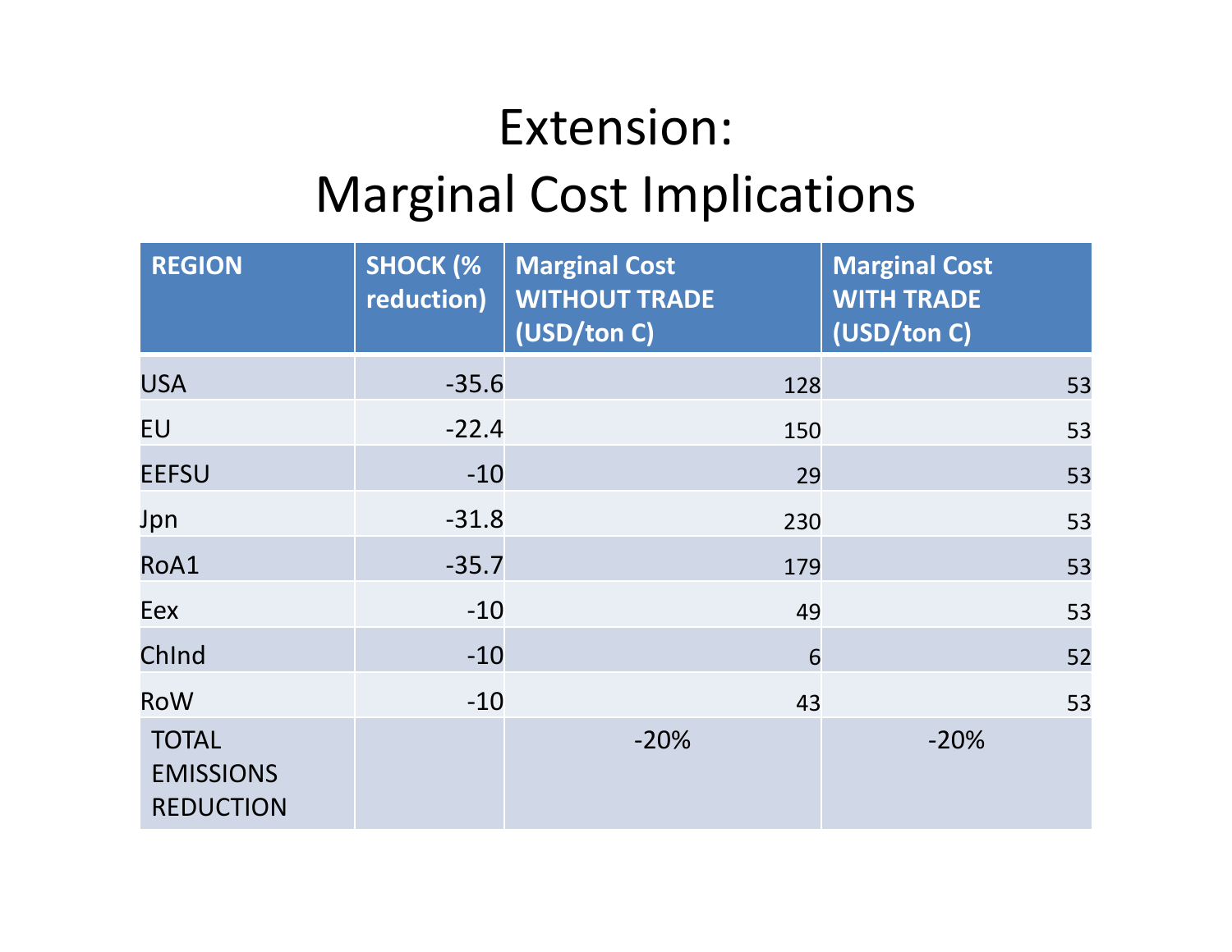# Extension:
# Marginal Cost Implications

| REGION | SHOCK (% reduction) | Marginal Cost WITHOUT TRADE (USD/ton C) | Marginal Cost WITH TRADE (USD/ton C) |
|---|---|---|---|
| USA | -35.6 | 128 | 53 |
| EU | -22.4 | 150 | 53 |
| EEFSU | -10 | 29 | 53 |
| Jpn | -31.8 | 230 | 53 |
| RoA1 | -35.7 | 179 | 53 |
| Eex | -10 | 49 | 53 |
| ChInd | -10 | 6 | 52 |
| RoW | -10 | 43 | 53 |
| TOTAL EMISSIONS REDUCTION | | -20% | -20% |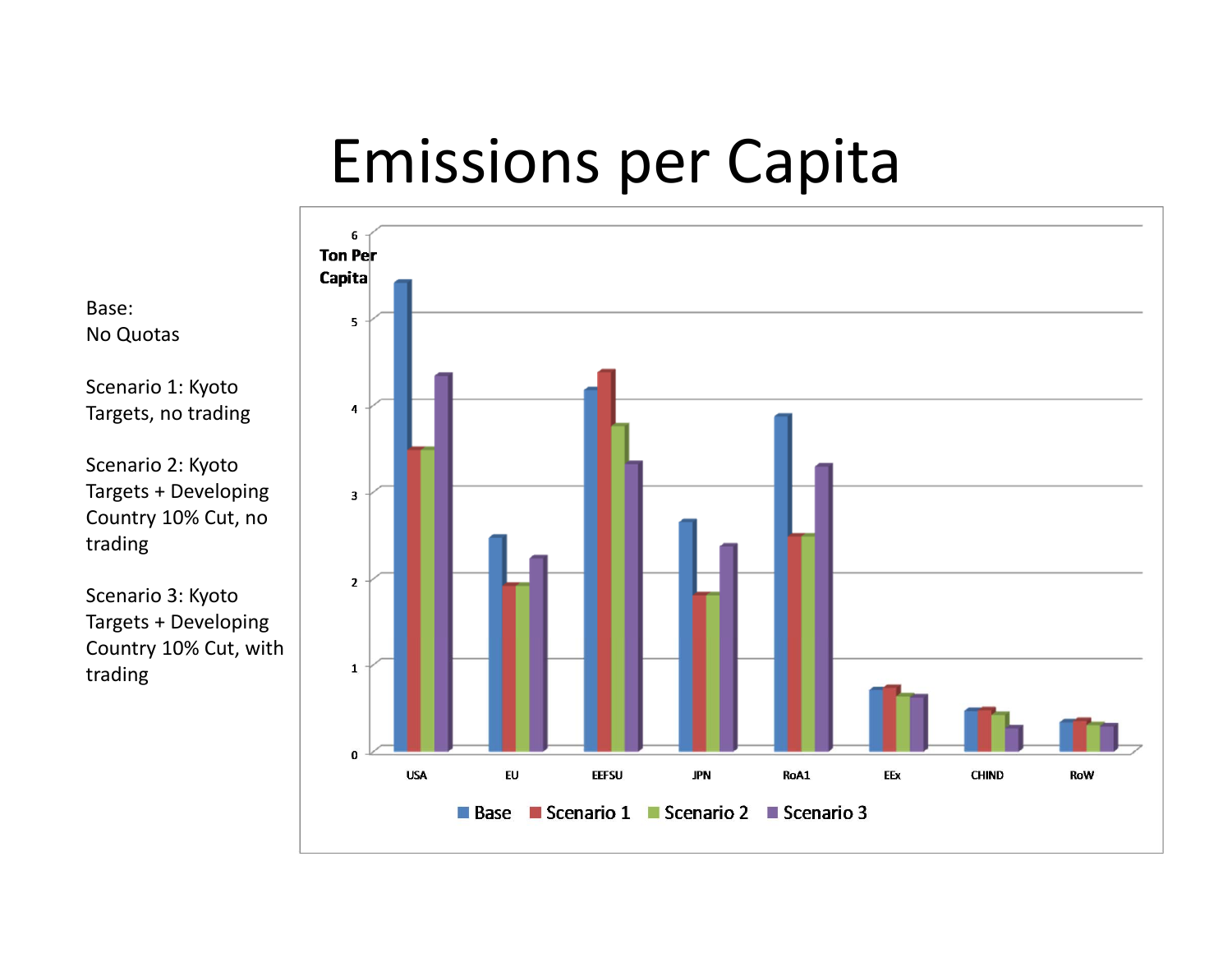# Emissions per Capita

Base:
No Quotas

Scenario 1: Kyoto Targets, no trading

Scenario 2: Kyoto Targets + Developing Country 10% Cut, no trading

Scenario 3: Kyoto Targets + Developing Country 10% Cut, with trading

Ton Per Capita

0 1 2 3 4 5 6

USA EU EEFSU JPN RoA1 EEx CHIND RoW

Base Scenario 1 Scenario 2 Scenario 3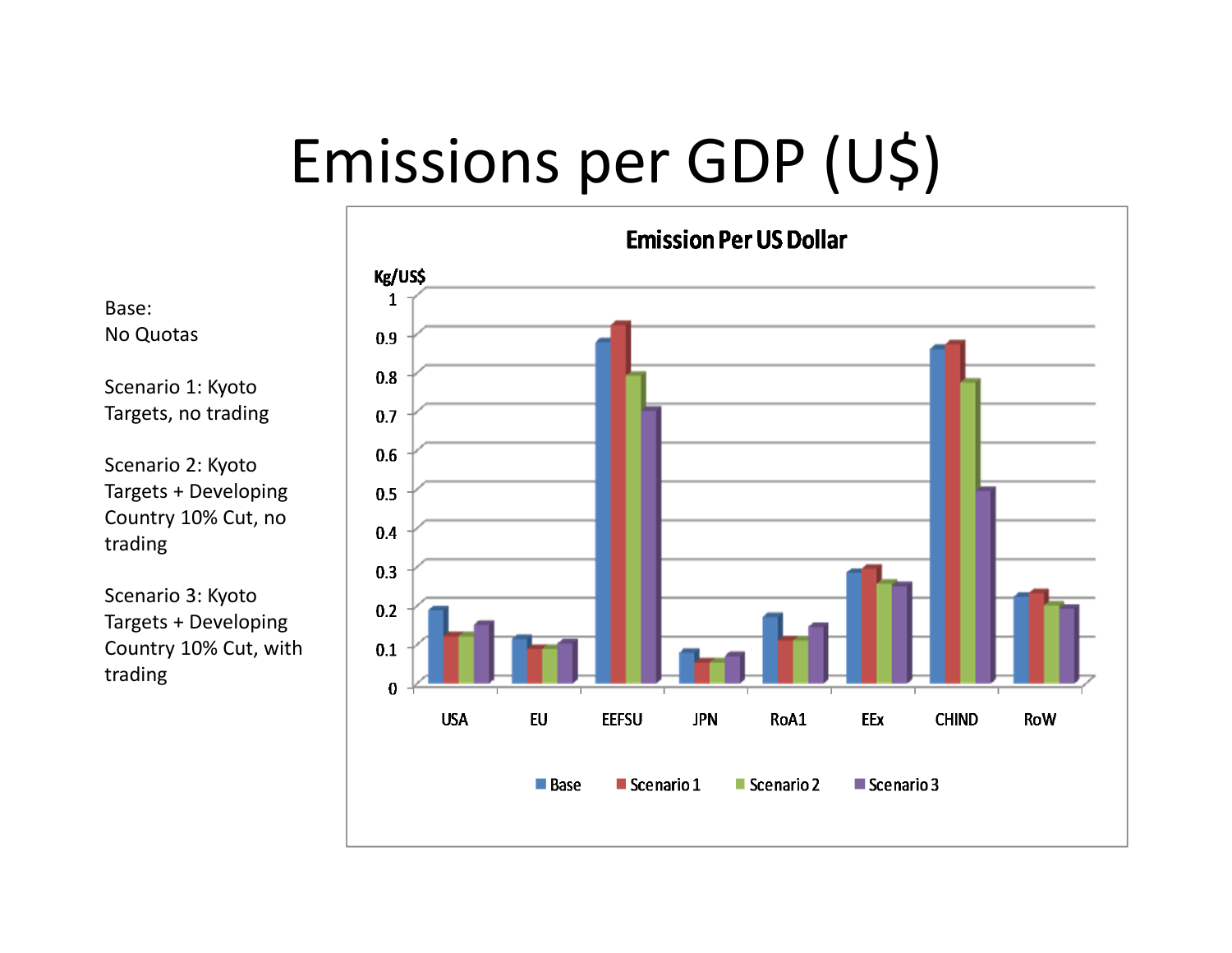# Emissions per GDP (U$)

Base:
No Quotas

Scenario 1: Kyoto Targets, no trading

Scenario 2: Kyoto Targets + Developing Country 10% Cut, no trading

Scenario 3: Kyoto Targets + Developing Country 10% Cut, with trading

**Emission Per US Dollar**

Kg/US$

| Region | Base | Scenario 1 | Scenario 2 | Scenario 3 |
|---|---|---|---|---|
| USA | 0.19 | 0.12 | 0.12 | 0.15 |
| EU | 0.12 | 0.09 | 0.09 | 0.11 |
| EEFSU | 0.88 | 0.92 | 0.79 | 0.70 |
| JPN | 0.08 | 0.06 | 0.06 | 0.07 |
| RoA1 | 0.17 | 0.11 | 0.11 | 0.15 |
| EEx | 0.29 | 0.30 | 0.26 | 0.25 |
| CHIND | 0.86 | 0.87 | 0.77 | 0.49 |
| RoW | 0.22 | 0.23 | 0.20 | 0.19 |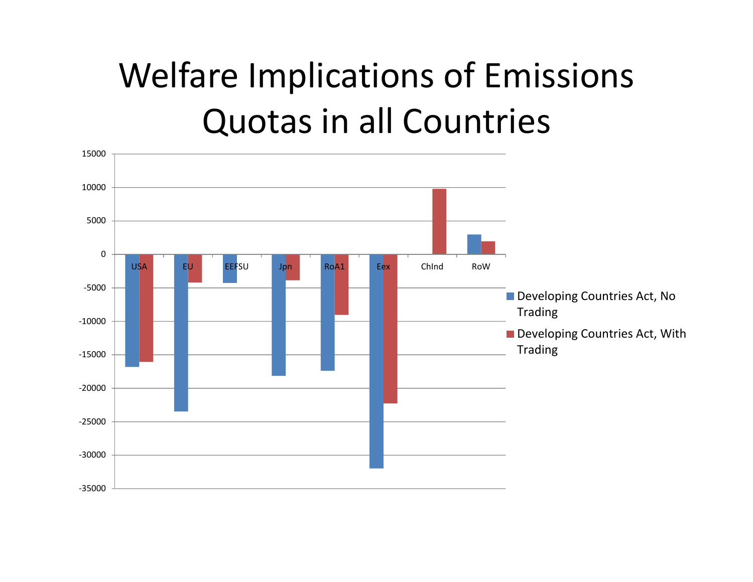# Welfare Implications of Emissions Quotas in all Countries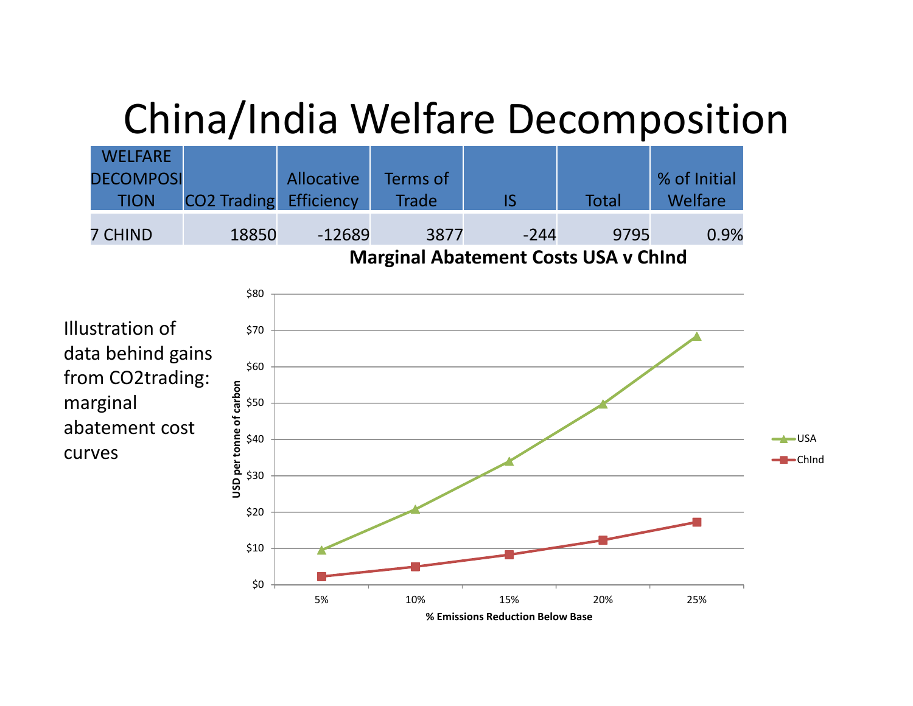# China/India Welfare Decomposition

| WELFARE DECOMPOSITION | CO2 Trading | Allocative Efficiency | Terms of Trade | IS | Total | % of Initial Welfare |
|---|---|---|---|---|---|---|
| 7 CHIND | 18850 | -12689 | 3877 | -244 | 9795 | 0.9% |

**Marginal Abatement Costs USA v ChInd**

| % Emissions Reduction Below Base | 5% | 10% | 15% | 20% | 25% |
|---|---|---|---|---|---|
| USA (USD per tonne of carbon) | ~$10 | ~$21 | ~$34 | ~$50 | ~$68 |
| ChInd (USD per tonne of carbon) | ~$2 | ~$5 | ~$8 | ~$12 | ~$17 |

Illustration of data behind gains from CO2trading: marginal abatement cost curves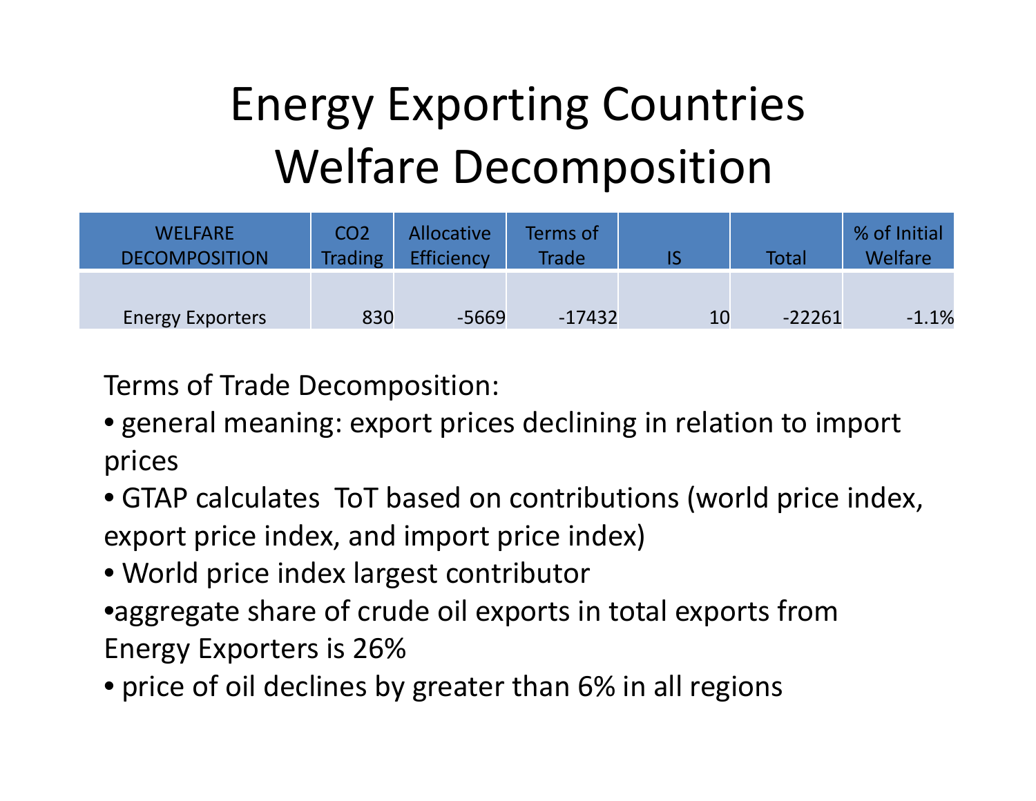# Energy Exporting Countries Welfare Decomposition

| WELFARE DECOMPOSITION | $CO_2$ Trading | Allocative Efficiency | Terms of Trade | IS | Total | % of Initial Welfare |
|---|---|---|---|---|---|---|
| Energy Exporters | 830 | -5669 | -17432 | 10 | -22261 | -1.1% |

Terms of Trade Decomposition:

- general meaning: export prices declining in relation to import prices
- GTAP calculates ToT based on contributions (world price index, export price index, and import price index)
- World price index largest contributor
- aggregate share of crude oil exports in total exports from Energy Exporters is 26%
- price of oil declines by greater than 6% in all regions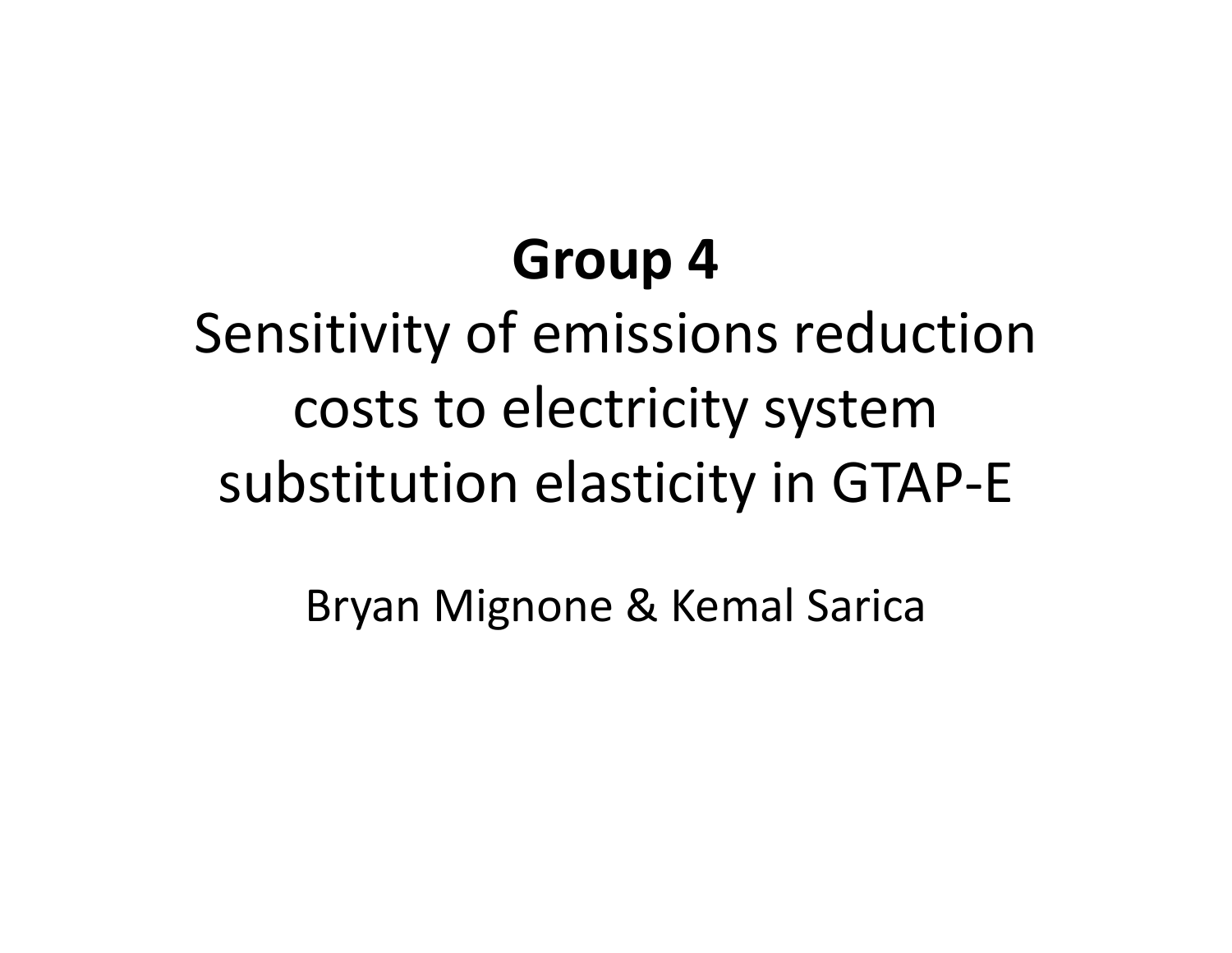# Group 4

## Sensitivity of emissions reduction costs to electricity system substitution elasticity in GTAP-E

Bryan Mignone & Kemal Sarica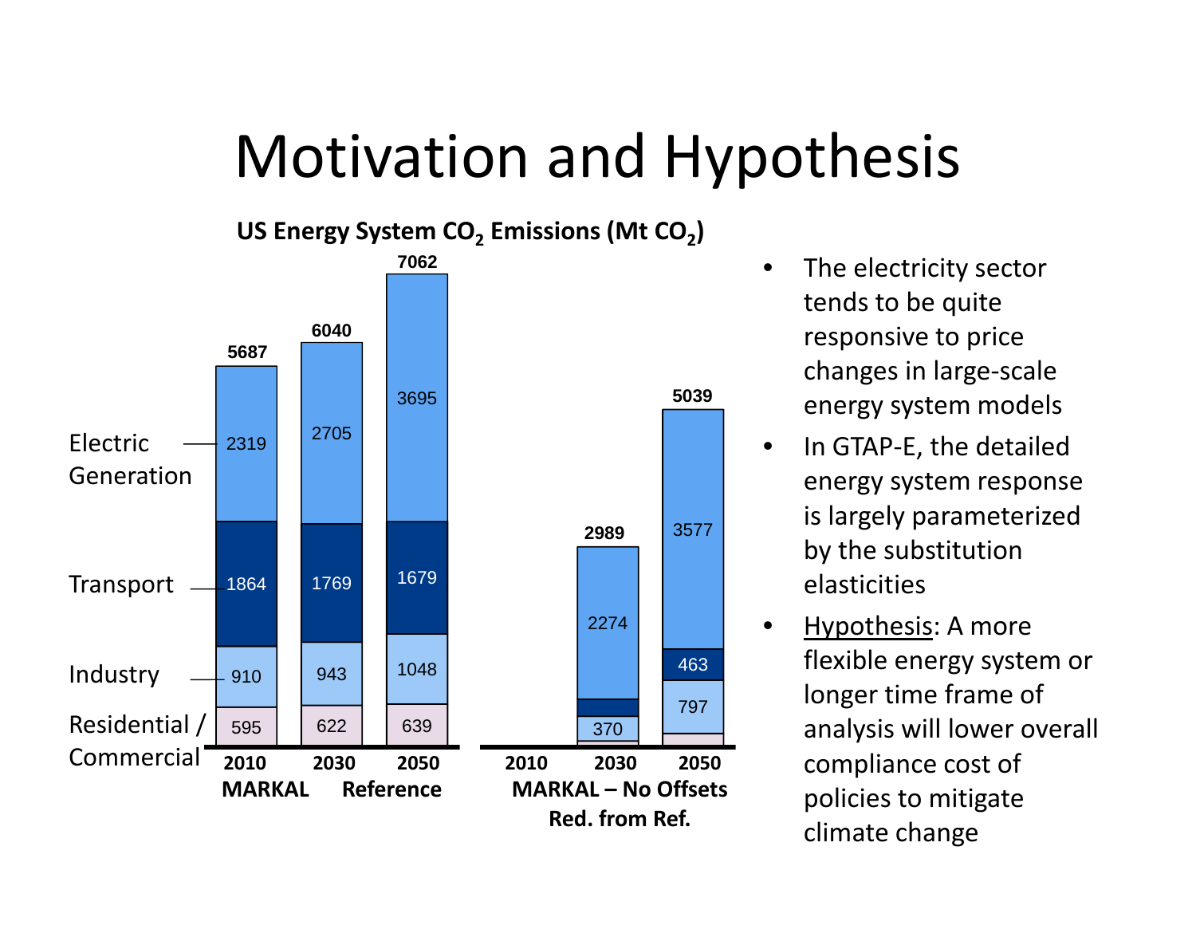# Motivation and Hypothesis

**US Energy System $CO_2$ Emissions (Mt $CO_2$)**

| | MARKAL Reference 2010 | MARKAL Reference 2030 | MARKAL Reference 2050 | MARKAL – No Offsets Red. from Ref. 2010 | MARKAL – No Offsets Red. from Ref. 2030 | MARKAL – No Offsets Red. from Ref. 2050 |
|---|---|---|---|---|---|---|
| Electric Generation | 2319 | 2705 | 3695 | | 2274 | 3577 |
| Transport | 1864 | 1769 | 1679 | | | 463 |
| Industry | 910 | 943 | 1048 | | 370 | 797 |
| Residential / Commercial | 595 | 622 | 639 | | | |
| **Total** | **5687** | **6040** | **7062** | | **2989** | **5039** |

- The electricity sector tends to be quite responsive to price changes in large-scale energy system models
- In GTAP-E, the detailed energy system response is largely parameterized by the substitution elasticities
- Hypothesis: A more flexible energy system or longer time frame of analysis will lower overall compliance cost of policies to mitigate climate change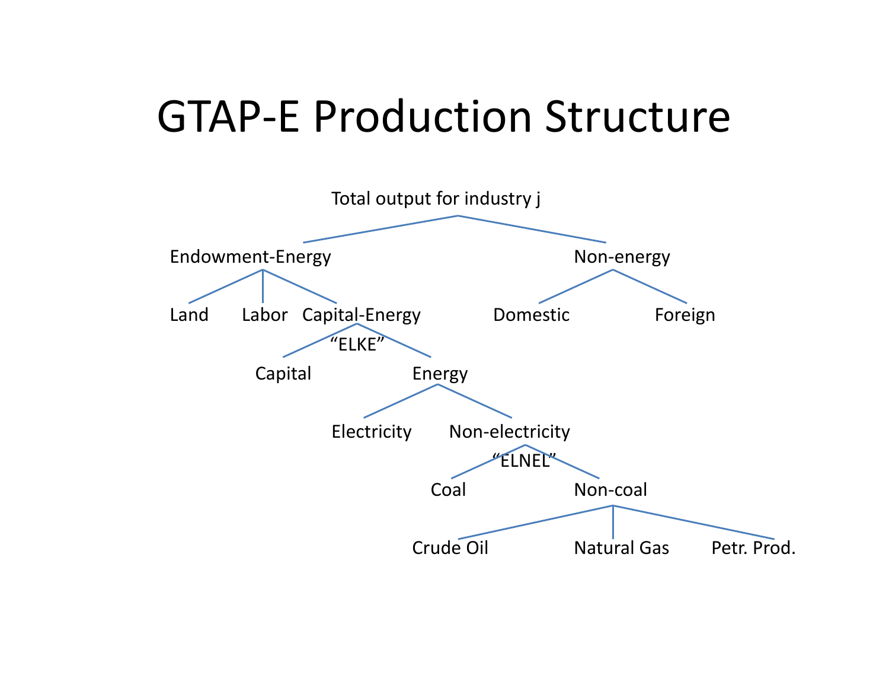# GTAP-E Production Structure

- Total output for industry j
  - Endowment-Energy
    - Land
    - Labor
    - Capital-Energy ("ELKE")
      - Capital
      - Energy
        - Electricity
        - Non-electricity ("ELNEL")
          - Coal
          - Non-coal
            - Crude Oil
            - Natural Gas
            - Petr. Prod.
  - Non-energy
    - Domestic
    - Foreign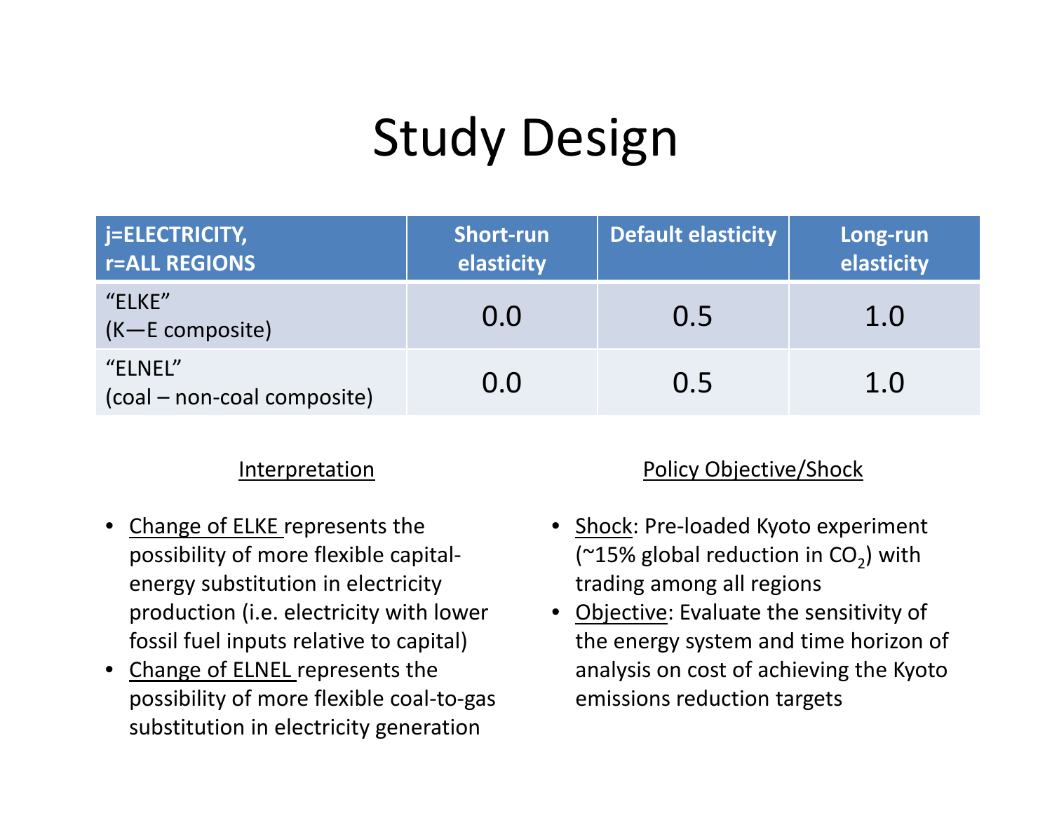# Study Design

| j=ELECTRICITY, r=ALL REGIONS | Short-run elasticity | Default elasticity | Long-run elasticity |
|---|---|---|---|
| "ELKE" (K—E composite) | 0.0 | 0.5 | 1.0 |
| "ELNEL" (coal – non-coal composite) | 0.0 | 0.5 | 1.0 |

Interpretation

- Change of ELKE represents the possibility of more flexible capital-energy substitution in electricity production (i.e. electricity with lower fossil fuel inputs relative to capital)
- Change of ELNEL represents the possibility of more flexible coal-to-gas substitution in electricity generation

Policy Objective/Shock

- Shock: Pre-loaded Kyoto experiment (~15% global reduction in $CO_2$) with trading among all regions
- Objective: Evaluate the sensitivity of the energy system and time horizon of analysis on cost of achieving the Kyoto emissions reduction targets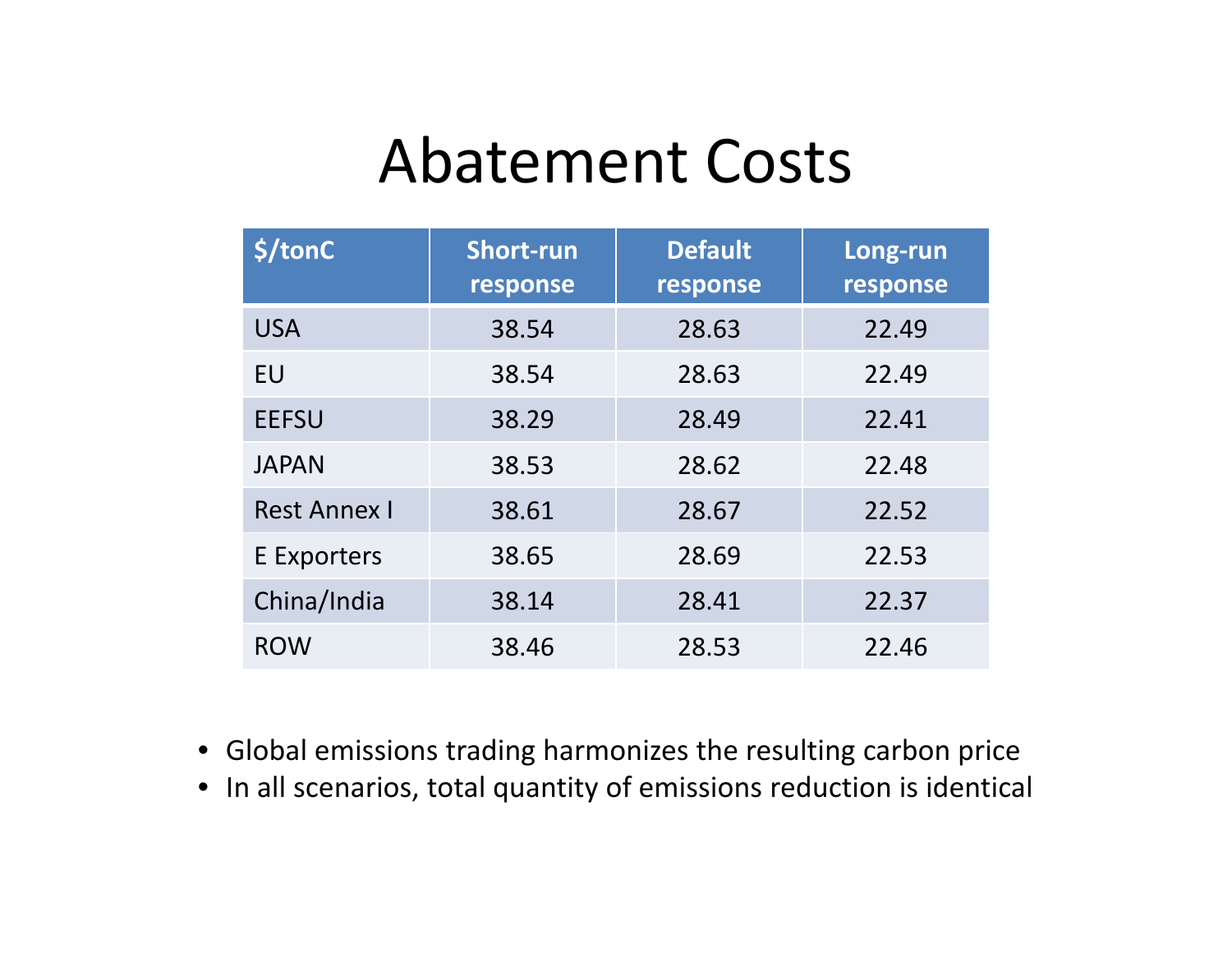# Abatement Costs

| $/tonC | Short-run response | Default response | Long-run response |
|---|---|---|---|
| USA | 38.54 | 28.63 | 22.49 |
| EU | 38.54 | 28.63 | 22.49 |
| EEFSU | 38.29 | 28.49 | 22.41 |
| JAPAN | 38.53 | 28.62 | 22.48 |
| Rest Annex I | 38.61 | 28.67 | 22.52 |
| E Exporters | 38.65 | 28.69 | 22.53 |
| China/India | 38.14 | 28.41 | 22.37 |
| ROW | 38.46 | 28.53 | 22.46 |

- Global emissions trading harmonizes the resulting carbon price
- In all scenarios, total quantity of emissions reduction is identical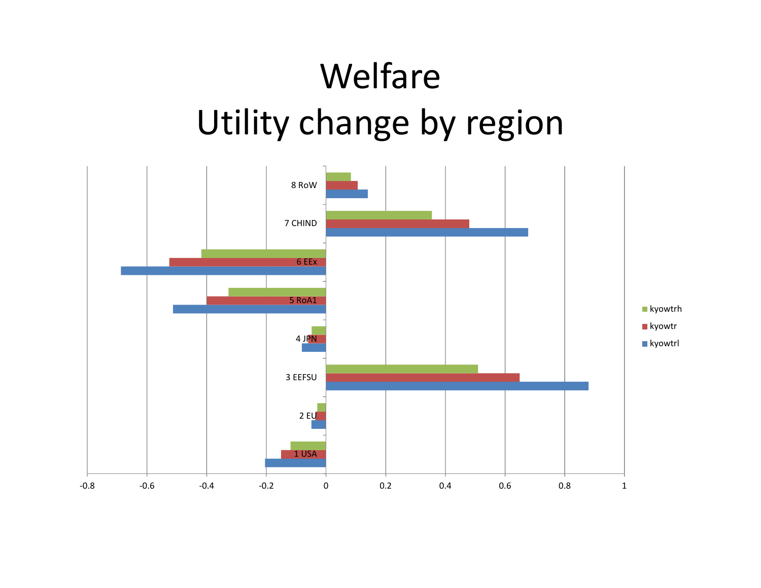# Welfare
# Utility change by region

8 RoW

7 CHIND

6 EEx

5 RoA1

4 JPN

3 EEFSU

2 EU

1 USA

-0.8 -0.6 -0.4 -0.2 0 0.2 0.4 0.6 0.8 1

kyowtrh

kyowtr

kyowtrl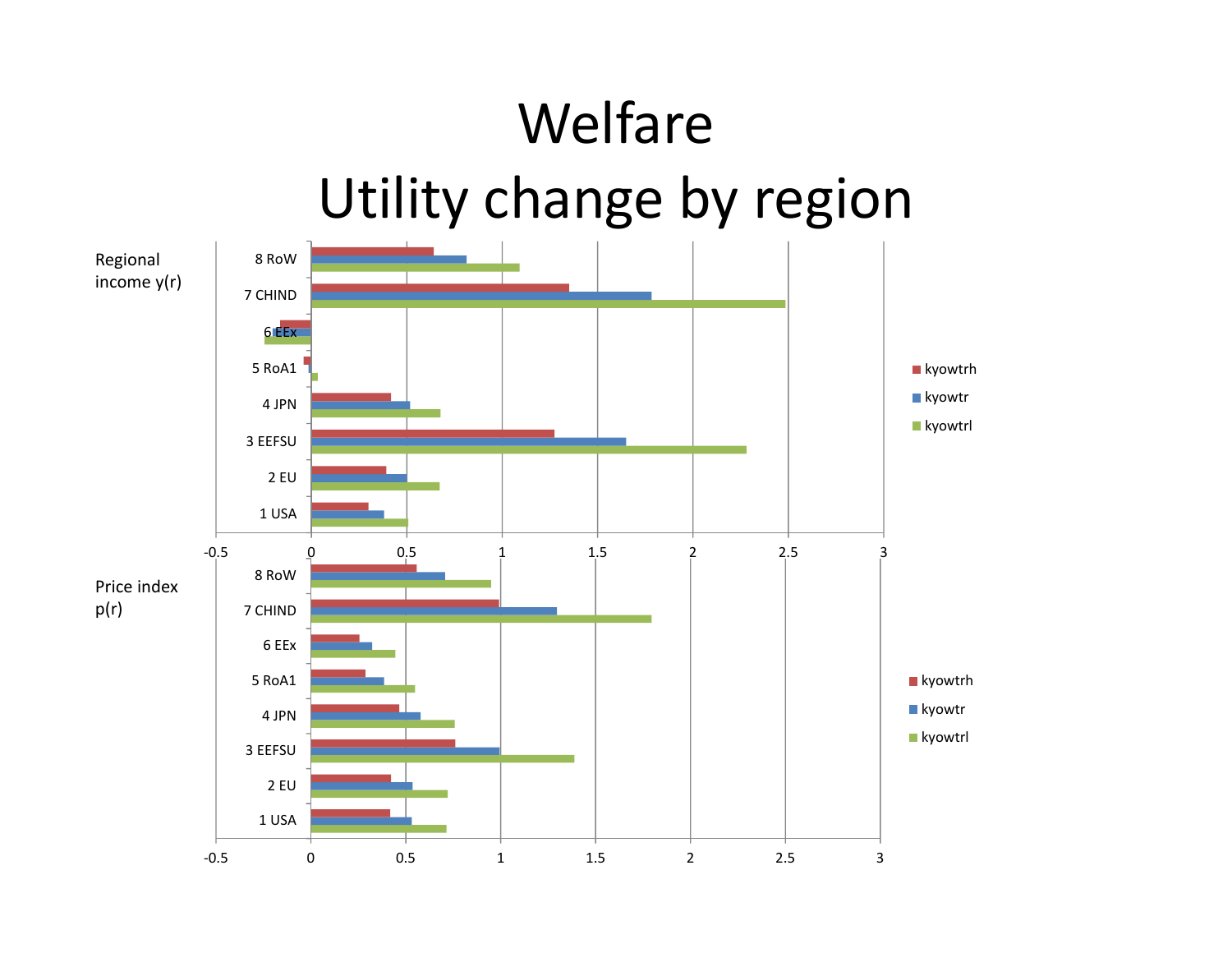# Welfare
# Utility change by region

Regional income y(r)

Price index p(r)

Legend: kyowtrh, kyowtr, kyowtrl

Regions: 8 RoW, 7 CHIND, 6 EEx, 5 RoA1, 4 JPN, 3 EEFSU, 2 EU, 1 USA

Axis: -0.5, 0, 0.5, 1, 1.5, 2, 2.5, 3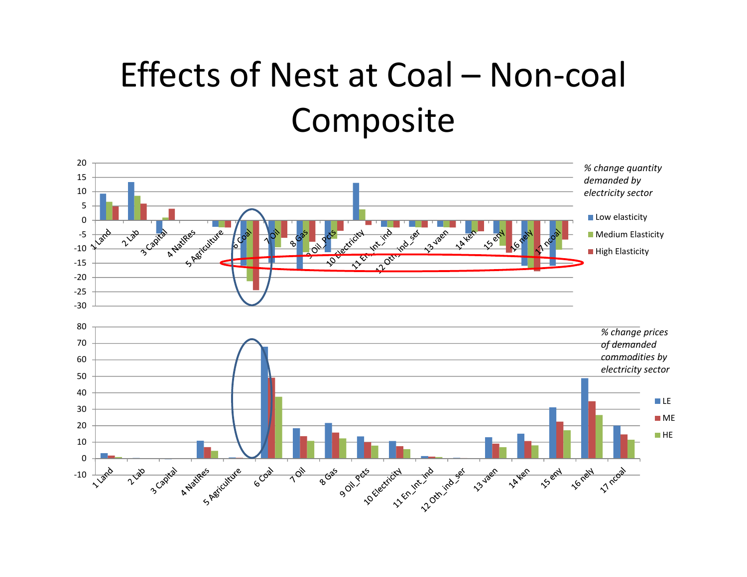# Effects of Nest at Coal – Non-coal Composite

*% change quantity demanded by electricity sector*

- Low elasticity
- Medium Elasticity
- High Elasticity

1 Land, 2 Lab, 3 Capital, 4 NatlRes, 5 Agriculture, 6 Coal, 7 Oil, 8 Gas, 9 Oil_Pcts, 10 Electricity, 11 En_Int_ind, 12 Oth_ind_ser, 13 vaen, 14 ken, 15 eny, 16 nely, 17 ncoal

*% change prices of demanded commodities by electricity sector*

- LE
- ME
- HE

1 Land, 2 Lab, 3 Capital, 4 NatlRes, 5 Agriculture, 6 Coal, 7 Oil, 8 Gas, 9 Oil_Pcts, 10 Electricity, 11 En_Int_ind, 12 Oth_ind_ser, 13 vaen, 14 ken, 15 eny, 16 nely, 17 ncoal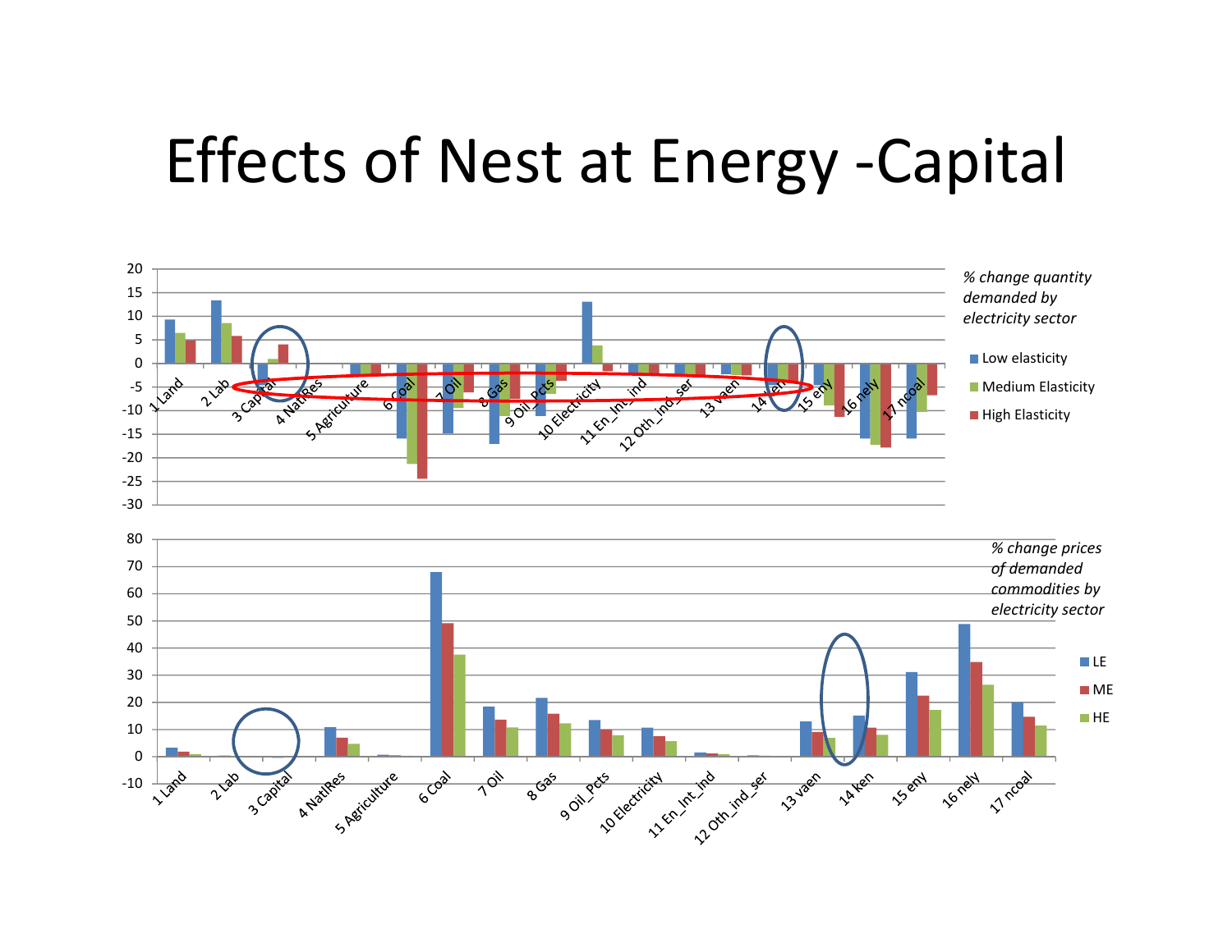# Effects of Nest at Energy -Capital

*% change quantity demanded by electricity sector*

- Low elasticity
- Medium Elasticity
- High Elasticity

1 Land, 2 Lab, 3 Capital, 4 NatlRes, 5 Agriculture, 6 Coal, 7 Oil, 8 Gas, 9 Oil_Pcts, 10 Electricity, 11 En_Int_ind, 12 Oth_ind_ser, 13 vaen, 14 ken, 15 eny, 16 nely, 17 ncoal

*% change prices of demanded commodities by electricity sector*

- LE
- ME
- HE

1 Land, 2 Lab, 3 Capital, 4 NatlRes, 5 Agriculture, 6 Coal, 7 Oil, 8 Gas, 9 Oil_Pcts, 10 Electricity, 11 En_Int_ind, 12 Oth_ind_ser, 13 vaen, 14 ken, 15 eny, 16 nely, 17 ncoal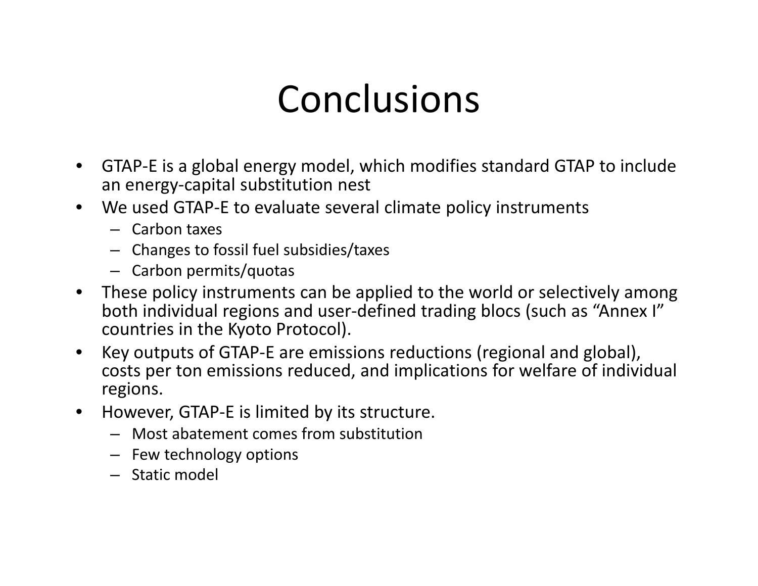# Conclusions

- GTAP-E is a global energy model, which modifies standard GTAP to include an energy-capital substitution nest
- We used GTAP-E to evaluate several climate policy instruments
  - Carbon taxes
  - Changes to fossil fuel subsidies/taxes
  - Carbon permits/quotas
- These policy instruments can be applied to the world or selectively among both individual regions and user-defined trading blocs (such as "Annex I" countries in the Kyoto Protocol).
- Key outputs of GTAP-E are emissions reductions (regional and global), costs per ton emissions reduced, and implications for welfare of individual regions.
- However, GTAP-E is limited by its structure.
  - Most abatement comes from substitution
  - Few technology options
  - Static model